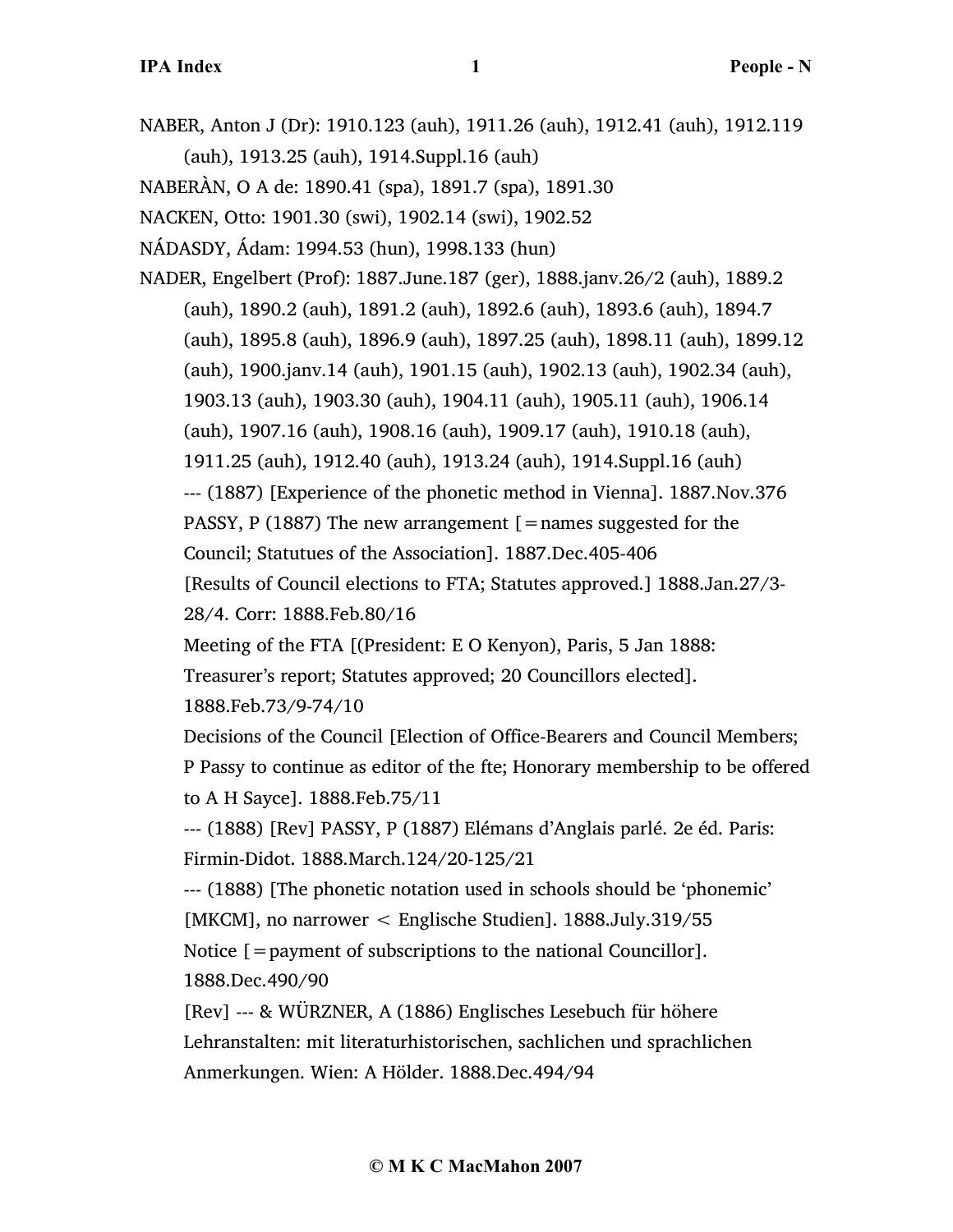NABER, Anton J (Dr): 1910.123 (auh), 1911.26 (auh), 1912.41 (auh), 1912.119 (auh), 1913.25 (auh), 1914.Suppl.16 (auh)

NABERÀN, O A de: 1890.41 (spa), 1891.7 (spa), 1891.30

NACKEN, Otto: 1901.30 (swi), 1902.14 (swi), 1902.52

NÁDASDY, Ádam: 1994.53 (hun), 1998.133 (hun)

NADER, Engelbert (Prof): 1887.June.187 (ger), 1888.janv.26/2 (auh), 1889.2 (auh), 1890.2 (auh), 1891.2 (auh), 1892.6 (auh), 1893.6 (auh), 1894.7 (auh), 1895.8 (auh), 1896.9 (auh), 1897.25 (auh), 1898.11 (auh), 1899.12 (auh), 1900.janv.14 (auh), 1901.15 (auh), 1902.13 (auh), 1902.34 (auh), 1903.13 (auh), 1903.30 (auh), 1904.11 (auh), 1905.11 (auh), 1906.14 (auh), 1907.16 (auh), 1908.16 (auh), 1909.17 (auh), 1910.18 (auh), 1911.25 (auh), 1912.40 (auh), 1913.24 (auh), 1914.Suppl.16 (auh)

--- (1887) [Experience of the phonetic method in Vienna]. 1887.Nov.376

PASSY, P (1887) The new arrangement [=names suggested for the Council; Statutues of the Association]. 1887.Dec.405-406

[Results of Council elections to FTA; Statutes approved.] 1888.Jan.27/3-28/4. Corr: 1888.Feb.80/16

Meeting of the FTA [(President: E O Kenyon), Paris, 5 Jan 1888: Treasurer's report; Statutes approved; 20 Councillors elected]. 1888.Feb.73/9-74/10

Decisions of the Council [Election of Office-Bearers and Council Members; P Passy to continue as editor of the fte; Honorary membership to be offered to A H Sayce]. 1888.Feb.75/11

--- (1888) [Rev] PASSY, P (1887) Elémans d'Anglais parlé. 2e éd. Paris: Firmin-Didot. 1888.March.124/20-125/21

--- (1888) [The phonetic notation used in schools should be 'phonemic' [MKCM], no narrower < Englische Studien]. 1888.July.319/55

Notice [=payment of subscriptions to the national Councillor]. 1888.Dec.490/90

[Rev] --- & WÜRZNER, A (1886) Englisches Lesebuch für höhere Lehranstalten: mit literaturhistorischen, sachlichen und sprachlichen Anmerkungen. Wien: A Hölder. 1888.Dec.494/94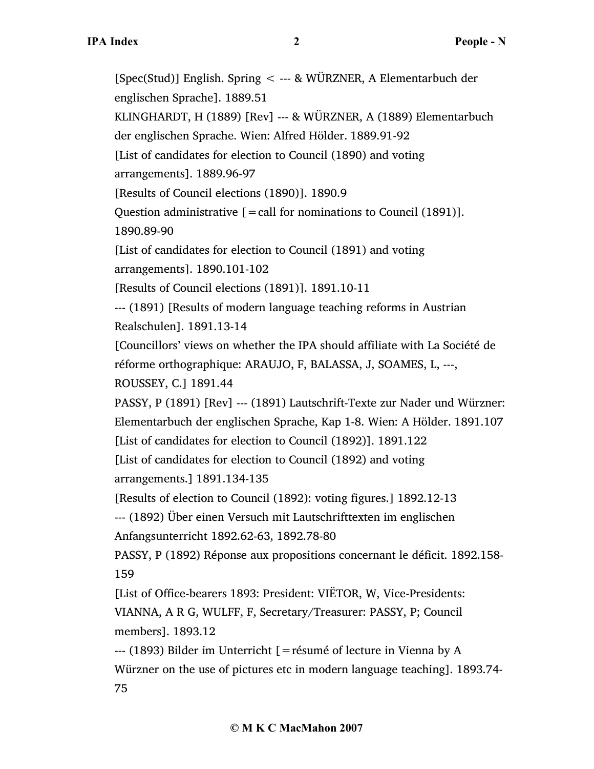[Spec(Stud)] English. Spring < --- & WÜRZNER, A Elementarbuch der englischen Sprache]. 1889.51

KLINGHARDT, H (1889) [Rev] --- & WÜRZNER, A (1889) Elementarbuch der englischen Sprache. Wien: Alfred Hölder. 1889.91-92

[List of candidates for election to Council (1890) and voting arrangements]. 1889.96-97

[Results of Council elections (1890)]. 1890.9

Question administrative [=call for nominations to Council (1891)]. 1890.89-90

[List of candidates for election to Council (1891) and voting arrangements]. 1890.101-102

[Results of Council elections (1891)]. 1891.10-11

--- (1891) [Results of modern language teaching reforms in Austrian Realschulen]. 1891.13-14

[Councillors' views on whether the IPA should affiliate with La Société de réforme orthographique: ARAUJO, F, BALASSA, J, SOAMES, L, ---, ROUSSEY, C.] 1891.44

PASSY, P (1891) [Rev] --- (1891) Lautschrift-Texte zur Nader und Würzner: Elementarbuch der englischen Sprache, Kap 1-8. Wien: A Hölder. 1891.107

[List of candidates for election to Council (1892)]. 1891.122

[List of candidates for election to Council (1892) and voting arrangements.] 1891.134-135

[Results of election to Council (1892): voting figures.] 1892.12-13

--- (1892) Über einen Versuch mit Lautschrifttexten im englischen Anfangsunterricht 1892.62-63, 1892.78-80

PASSY, P (1892) Réponse aux propositions concernant le déficit. 1892.158-159

[List of Office-bearers 1893: President: VIËTOR, W, Vice-Presidents: VIANNA, A R G, WULFF, F, Secretary/Treasurer: PASSY, P; Council members]. 1893.12

--- (1893) Bilder im Unterricht [=résumé of lecture in Vienna by A Würzner on the use of pictures etc in modern language teaching]. 1893.74-75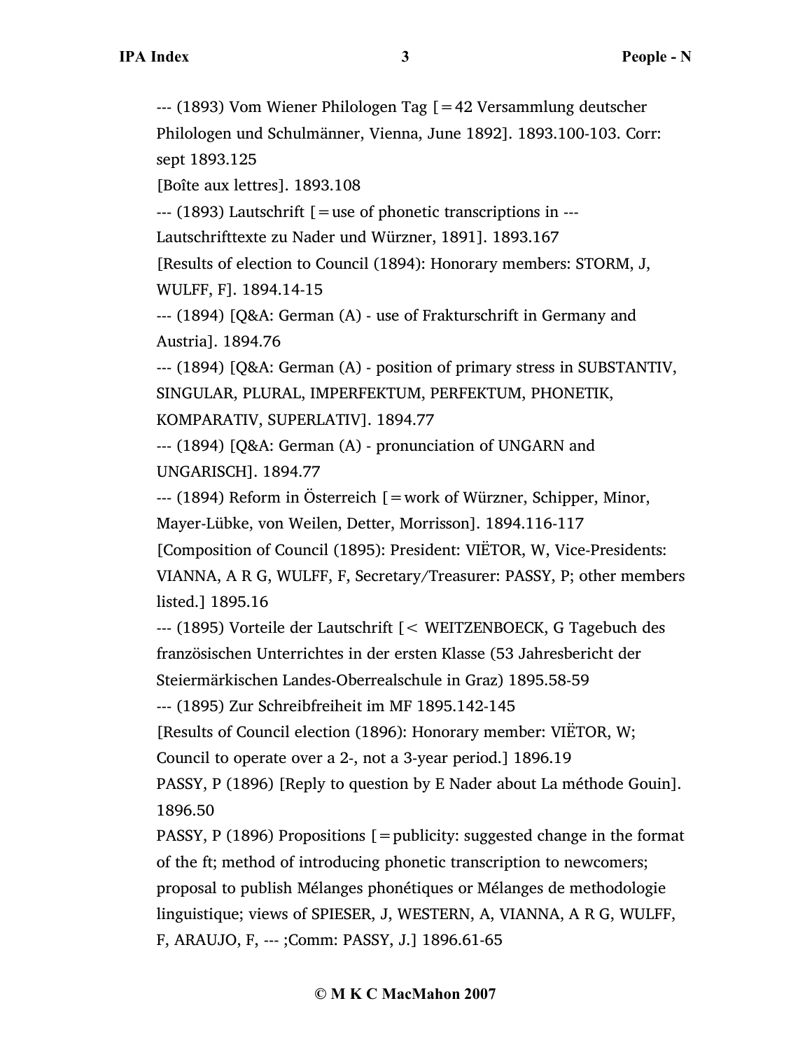--- (1893) Vom Wiener Philologen Tag [=42 Versammlung deutscher Philologen und Schulmänner, Vienna, June 1892]. 1893.100-103. Corr: sept 1893.125

[Boîte aux lettres]. 1893.108

--- (1893) Lautschrift [=use of phonetic transcriptions in --- Lautschrifttexte zu Nader und Würzner, 1891]. 1893.167

[Results of election to Council (1894): Honorary members: STORM, J, WULFF, F]. 1894.14-15

--- (1894) [Q&A: German (A) - use of Frakturschrift in Germany and Austria]. 1894.76

--- (1894) [Q&A: German (A) - position of primary stress in SUBSTANTIV, SINGULAR, PLURAL, IMPERFEKTUM, PERFEKTUM, PHONETIK, KOMPARATIV, SUPERLATIV]. 1894.77

--- (1894) [Q&A: German (A) - pronunciation of UNGARN and UNGARISCH]. 1894.77

--- (1894) Reform in Österreich [=work of Würzner, Schipper, Minor, Mayer-Lübke, von Weilen, Detter, Morrisson]. 1894.116-117

[Composition of Council (1895): President: VIËTOR, W, Vice-Presidents: VIANNA, A R G, WULFF, F, Secretary/Treasurer: PASSY, P; other members listed.] 1895.16

--- (1895) Vorteile der Lautschrift [< WEITZENBOECK, G Tagebuch des französischen Unterrichtes in der ersten Klasse (53 Jahresbericht der Steiermärkischen Landes-Oberrealschule in Graz) 1895.58-59

--- (1895) Zur Schreibfreiheit im MF 1895.142-145

[Results of Council election (1896): Honorary member: VIËTOR, W; Council to operate over a 2-, not a 3-year period.] 1896.19

PASSY, P (1896) [Reply to question by E Nader about La méthode Gouin]. 1896.50

PASSY, P (1896) Propositions [=publicity: suggested change in the format of the ft; method of introducing phonetic transcription to newcomers; proposal to publish Mélanges phonétiques or Mélanges de methodologie linguistique; views of SPIESER, J, WESTERN, A, VIANNA, A R G, WULFF, F, ARAUJO, F, --- ;Comm: PASSY, J.] 1896.61-65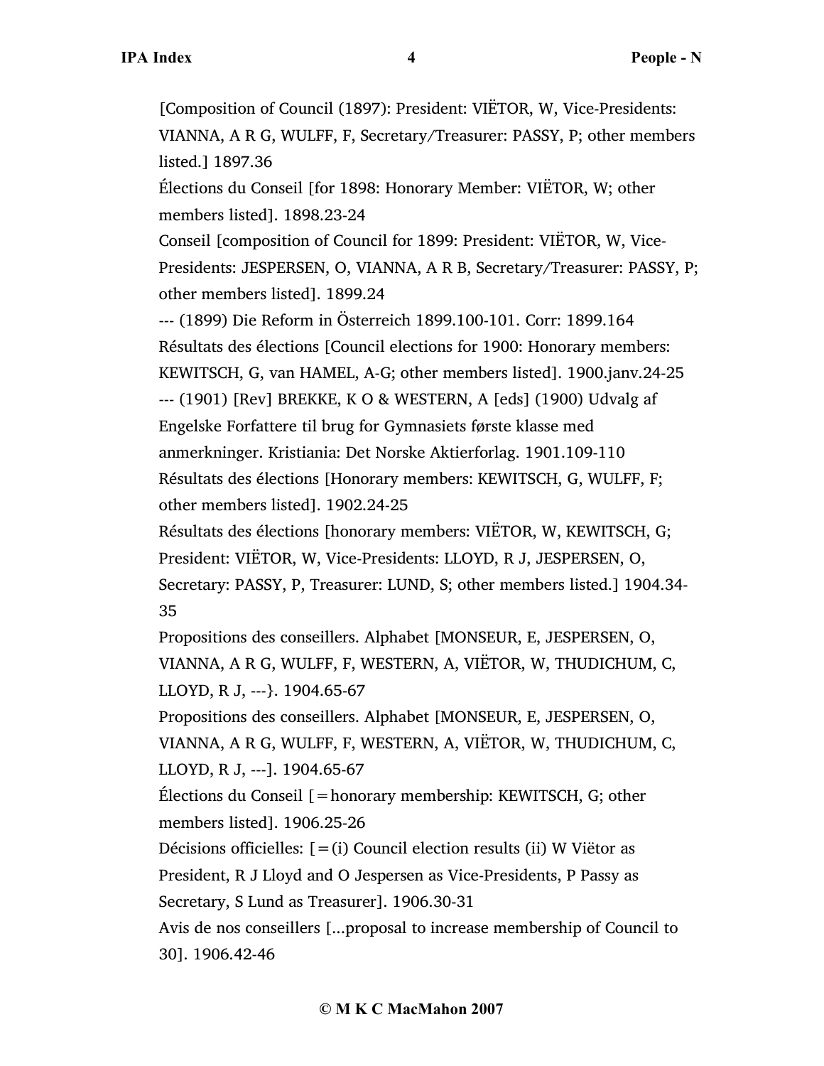[Composition of Council (1897): President: VIËTOR, W, Vice-Presidents: VIANNA, A R G, WULFF, F, Secretary/Treasurer: PASSY, P; other members listed.] 1897.36

Élections du Conseil [for 1898: Honorary Member: VIËTOR, W; other members listed]. 1898.23-24

Conseil [composition of Council for 1899: President: VIËTOR, W, Vice-Presidents: JESPERSEN, O, VIANNA, A R B, Secretary/Treasurer: PASSY, P; other members listed]. 1899.24

--- (1899) Die Reform in Österreich 1899.100-101. Corr: 1899.164

Résultats des élections [Council elections for 1900: Honorary members: KEWITSCH, G, van HAMEL, A-G; other members listed]. 1900.janv.24-25

--- (1901) [Rev] BREKKE, K O & WESTERN, A [eds] (1900) Udvalg af Engelske Forfattere til brug for Gymnasiets første klasse med anmerkninger. Kristiania: Det Norske Aktierforlag. 1901.109-110

Résultats des élections [Honorary members: KEWITSCH, G, WULFF, F; other members listed]. 1902.24-25

Résultats des élections [honorary members: VIËTOR, W, KEWITSCH, G; President: VIËTOR, W, Vice-Presidents: LLOYD, R J, JESPERSEN, O, Secretary: PASSY, P, Treasurer: LUND, S; other members listed.] 1904.34-35

Propositions des conseillers. Alphabet [MONSEUR, E, JESPERSEN, O, VIANNA, A R G, WULFF, F, WESTERN, A, VIËTOR, W, THUDICHUM, C, LLOYD, R J, ---}. 1904.65-67

Propositions des conseillers. Alphabet [MONSEUR, E, JESPERSEN, O, VIANNA, A R G, WULFF, F, WESTERN, A, VIËTOR, W, THUDICHUM, C, LLOYD, R J, ---]. 1904.65-67

Élections du Conseil [=honorary membership: KEWITSCH, G; other members listed]. 1906.25-26

Décisions officielles: [=(i) Council election results (ii) W Viëtor as President, R J Lloyd and O Jespersen as Vice-Presidents, P Passy as Secretary, S Lund as Treasurer]. 1906.30-31

Avis de nos conseillers [...proposal to increase membership of Council to 30]. 1906.42-46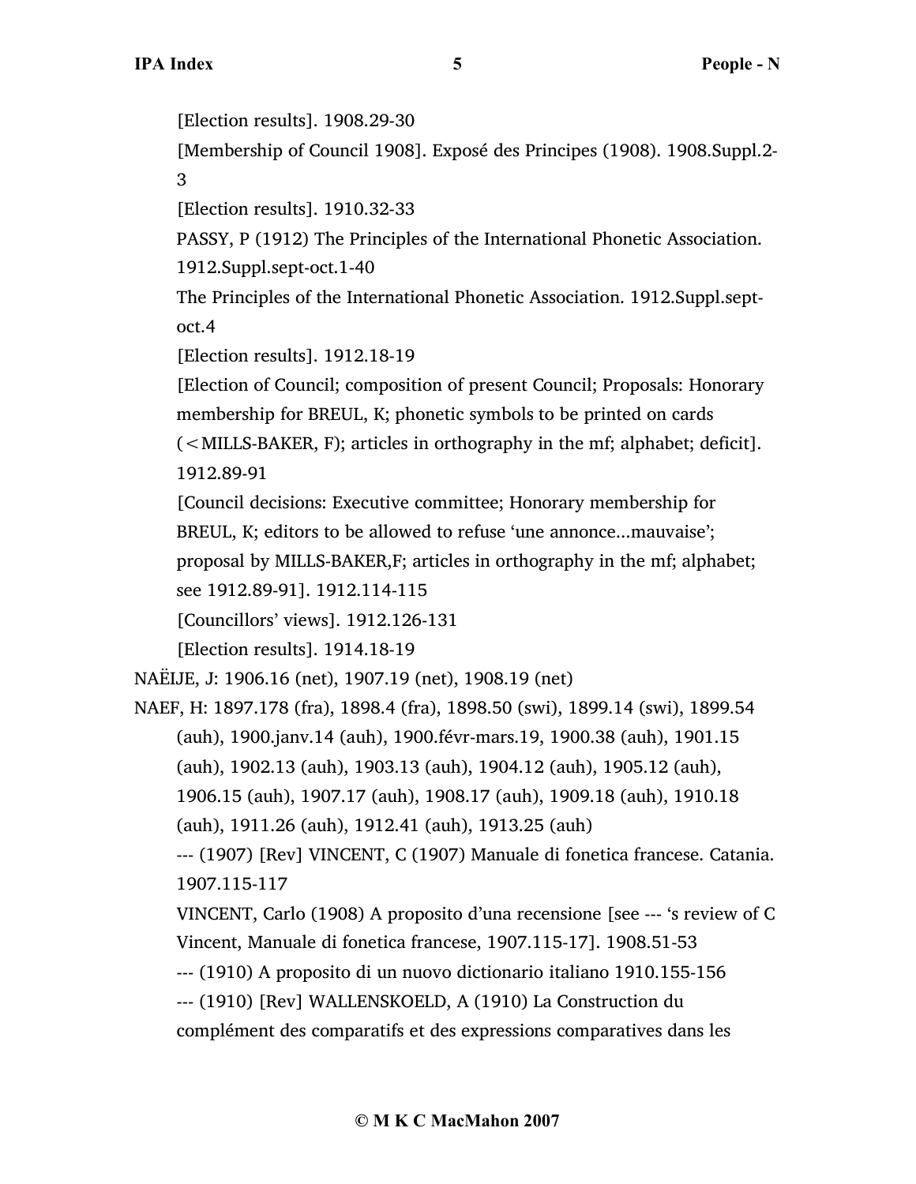[Election results]. 1908.29-30

[Membership of Council 1908]. Exposé des Principes (1908). 1908.Suppl.2-3

[Election results]. 1910.32-33

PASSY, P (1912) The Principles of the International Phonetic Association. 1912.Suppl.sept-oct.1-40

The Principles of the International Phonetic Association. 1912.Suppl.sept-oct.4

[Election results]. 1912.18-19

[Election of Council; composition of present Council; Proposals: Honorary membership for BREUL, K; phonetic symbols to be printed on cards (<MILLS-BAKER, F); articles in orthography in the mf; alphabet; deficit]. 1912.89-91

[Council decisions: Executive committee; Honorary membership for BREUL, K; editors to be allowed to refuse 'une annonce...mauvaise'; proposal by MILLS-BAKER,F; articles in orthography in the mf; alphabet; see 1912.89-91]. 1912.114-115

[Councillors' views]. 1912.126-131

[Election results]. 1914.18-19

NAËIJE, J: 1906.16 (net), 1907.19 (net), 1908.19 (net)

NAEF, H: 1897.178 (fra), 1898.4 (fra), 1898.50 (swi), 1899.14 (swi), 1899.54 (auh), 1900.janv.14 (auh), 1900.févr-mars.19, 1900.38 (auh), 1901.15 (auh), 1902.13 (auh), 1903.13 (auh), 1904.12 (auh), 1905.12 (auh), 1906.15 (auh), 1907.17 (auh), 1908.17 (auh), 1909.18 (auh), 1910.18 (auh), 1911.26 (auh), 1912.41 (auh), 1913.25 (auh)

--- (1907) [Rev] VINCENT, C (1907) Manuale di fonetica francese. Catania. 1907.115-117

VINCENT, Carlo (1908) A proposito d'una recensione [see --- 's review of C Vincent, Manuale di fonetica francese, 1907.115-17]. 1908.51-53

--- (1910) A proposito di un nuovo dictionario italiano 1910.155-156

--- (1910) [Rev] WALLENSKOELD, A (1910) La Construction du complément des comparatifs et des expressions comparatives dans les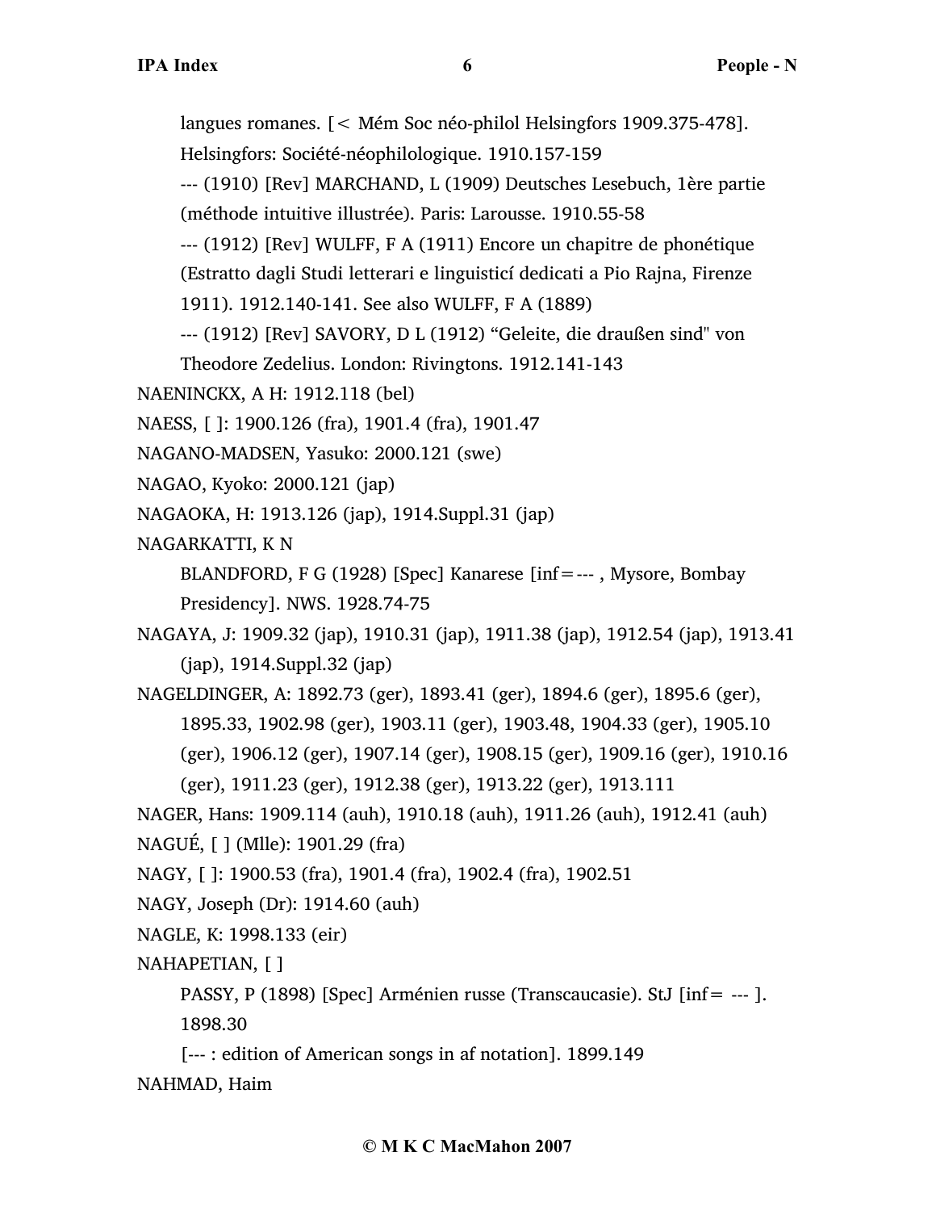langues romanes. [< Mém Soc néo-philol Helsingfors 1909.375-478]. Helsingfors: Société-néophilologique. 1910.157-159

--- (1910) [Rev] MARCHAND, L (1909) Deutsches Lesebuch, 1ère partie (méthode intuitive illustrée). Paris: Larousse. 1910.55-58

--- (1912) [Rev] WULFF, F A (1911) Encore un chapitre de phonétique (Estratto dagli Studi letterari e linguisticí dedicati a Pio Rajna, Firenze 1911). 1912.140-141. See also WULFF, F A (1889)

--- (1912) [Rev] SAVORY, D L (1912) "Geleite, die draußen sind" von Theodore Zedelius. London: Rivingtons. 1912.141-143

NAENINCKX, A H: 1912.118 (bel)

NAESS, [ ]: 1900.126 (fra), 1901.4 (fra), 1901.47

NAGANO-MADSEN, Yasuko: 2000.121 (swe)

NAGAO, Kyoko: 2000.121 (jap)

NAGAOKA, H: 1913.126 (jap), 1914.Suppl.31 (jap)

NAGARKATTI, K N

BLANDFORD, F G (1928) [Spec] Kanarese [inf= --- , Mysore, Bombay Presidency]. NWS. 1928.74-75

NAGAYA, J: 1909.32 (jap), 1910.31 (jap), 1911.38 (jap), 1912.54 (jap), 1913.41 (jap), 1914.Suppl.32 (jap)

NAGELDINGER, A: 1892.73 (ger), 1893.41 (ger), 1894.6 (ger), 1895.6 (ger), 1895.33, 1902.98 (ger), 1903.11 (ger), 1903.48, 1904.33 (ger), 1905.10 (ger), 1906.12 (ger), 1907.14 (ger), 1908.15 (ger), 1909.16 (ger), 1910.16 (ger), 1911.23 (ger), 1912.38 (ger), 1913.22 (ger), 1913.111

NAGER, Hans: 1909.114 (auh), 1910.18 (auh), 1911.26 (auh), 1912.41 (auh)

NAGUÉ, [ ] (Mlle): 1901.29 (fra)

NAGY, [ ]: 1900.53 (fra), 1901.4 (fra), 1902.4 (fra), 1902.51

NAGY, Joseph (Dr): 1914.60 (auh)

NAGLE, K: 1998.133 (eir)

NAHAPETIAN, [ ]

PASSY, P (1898) [Spec] Arménien russe (Transcaucasie). StJ [inf= --- ]. 1898.30

[--- : edition of American songs in af notation]. 1899.149

NAHMAD, Haim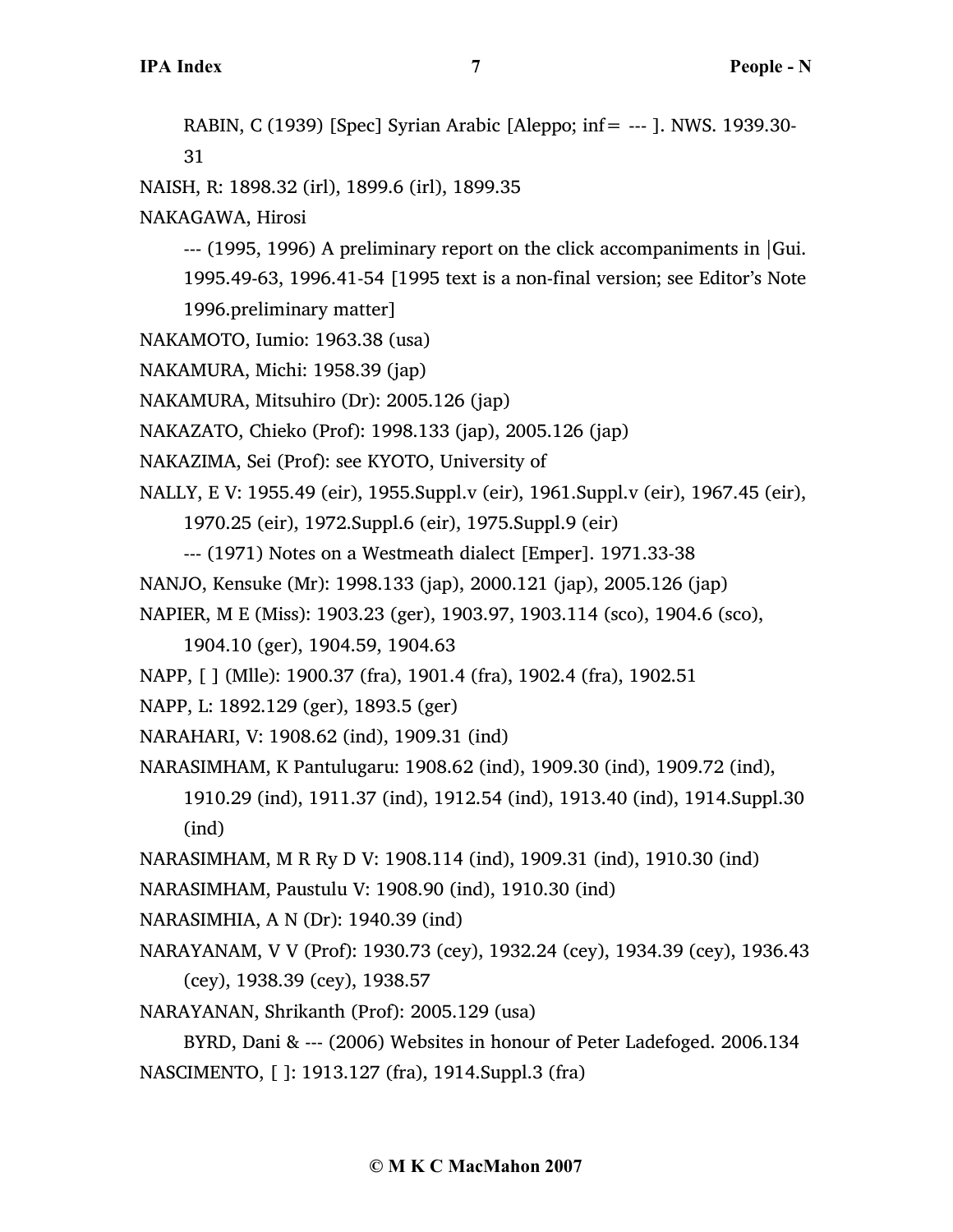RABIN, C (1939) [Spec] Syrian Arabic [Aleppo; inf= --- ]. NWS. 1939.30-31

NAISH, R: 1898.32 (irl), 1899.6 (irl), 1899.35

NAKAGAWA, Hirosi

--- (1995, 1996) A preliminary report on the click accompaniments in |Gui. 1995.49-63, 1996.41-54 [1995 text is a non-final version; see Editor's Note 1996.preliminary matter]

NAKAMOTO, Iumio: 1963.38 (usa)

NAKAMURA, Michi: 1958.39 (jap)

NAKAMURA, Mitsuhiro (Dr): 2005.126 (jap)

NAKAZATO, Chieko (Prof): 1998.133 (jap), 2005.126 (jap)

NAKAZIMA, Sei (Prof): see KYOTO, University of

NALLY, E V: 1955.49 (eir), 1955.Suppl.v (eir), 1961.Suppl.v (eir), 1967.45 (eir), 1970.25 (eir), 1972.Suppl.6 (eir), 1975.Suppl.9 (eir)

--- (1971) Notes on a Westmeath dialect [Emper]. 1971.33-38

NANJO, Kensuke (Mr): 1998.133 (jap), 2000.121 (jap), 2005.126 (jap)

NAPIER, M E (Miss): 1903.23 (ger), 1903.97, 1903.114 (sco), 1904.6 (sco), 1904.10 (ger), 1904.59, 1904.63

NAPP, [ ] (Mlle): 1900.37 (fra), 1901.4 (fra), 1902.4 (fra), 1902.51

NAPP, L: 1892.129 (ger), 1893.5 (ger)

NARAHARI, V: 1908.62 (ind), 1909.31 (ind)

NARASIMHAM, K Pantulugaru: 1908.62 (ind), 1909.30 (ind), 1909.72 (ind), 1910.29 (ind), 1911.37 (ind), 1912.54 (ind), 1913.40 (ind), 1914.Suppl.30 (ind)

NARASIMHAM, M R Ry D V: 1908.114 (ind), 1909.31 (ind), 1910.30 (ind)

NARASIMHAM, Paustulu V: 1908.90 (ind), 1910.30 (ind)

NARASIMHIA, A N (Dr): 1940.39 (ind)

NARAYANAM, V V (Prof): 1930.73 (cey), 1932.24 (cey), 1934.39 (cey), 1936.43 (cey), 1938.39 (cey), 1938.57

NARAYANAN, Shrikanth (Prof): 2005.129 (usa)

BYRD, Dani & --- (2006) Websites in honour of Peter Ladefoged. 2006.134

NASCIMENTO, [ ]: 1913.127 (fra), 1914.Suppl.3 (fra)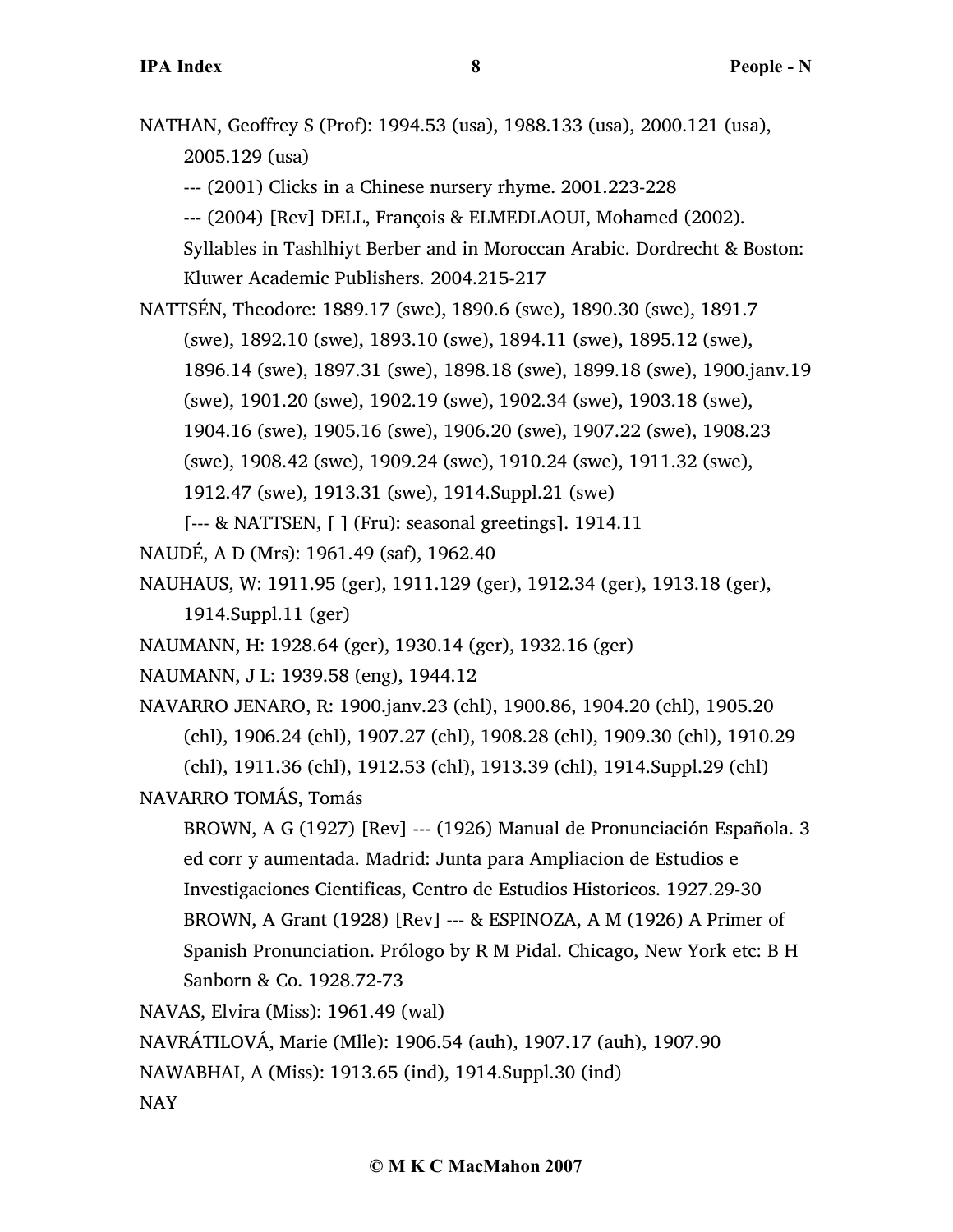NATHAN, Geoffrey S (Prof): 1994.53 (usa), 1988.133 (usa), 2000.121 (usa), 2005.129 (usa)

--- (2001) Clicks in a Chinese nursery rhyme. 2001.223-228

--- (2004) [Rev] DELL, François & ELMEDLAOUI, Mohamed (2002). Syllables in Tashlhiyt Berber and in Moroccan Arabic. Dordrecht & Boston: Kluwer Academic Publishers. 2004.215-217

NATTSÉN, Theodore: 1889.17 (swe), 1890.6 (swe), 1890.30 (swe), 1891.7 (swe), 1892.10 (swe), 1893.10 (swe), 1894.11 (swe), 1895.12 (swe), 1896.14 (swe), 1897.31 (swe), 1898.18 (swe), 1899.18 (swe), 1900.janv.19 (swe), 1901.20 (swe), 1902.19 (swe), 1902.34 (swe), 1903.18 (swe), 1904.16 (swe), 1905.16 (swe), 1906.20 (swe), 1907.22 (swe), 1908.23 (swe), 1908.42 (swe), 1909.24 (swe), 1910.24 (swe), 1911.32 (swe), 1912.47 (swe), 1913.31 (swe), 1914.Suppl.21 (swe)

[--- & NATTSEN, [ ] (Fru): seasonal greetings]. 1914.11

NAUDÉ, A D (Mrs): 1961.49 (saf), 1962.40

NAUHAUS, W: 1911.95 (ger), 1911.129 (ger), 1912.34 (ger), 1913.18 (ger), 1914.Suppl.11 (ger)

NAUMANN, H: 1928.64 (ger), 1930.14 (ger), 1932.16 (ger)

NAUMANN, J L: 1939.58 (eng), 1944.12

NAVARRO JENARO, R: 1900.janv.23 (chl), 1900.86, 1904.20 (chl), 1905.20 (chl), 1906.24 (chl), 1907.27 (chl), 1908.28 (chl), 1909.30 (chl), 1910.29 (chl), 1911.36 (chl), 1912.53 (chl), 1913.39 (chl), 1914.Suppl.29 (chl)

NAVARRO TOMÁS, Tomás

BROWN, A G (1927) [Rev] --- (1926) Manual de Pronunciación Española. 3 ed corr y aumentada. Madrid: Junta para Ampliacion de Estudios e Investigaciones Cientificas, Centro de Estudios Historicos. 1927.29-30

BROWN, A Grant (1928) [Rev] --- & ESPINOZA, A M (1926) A Primer of Spanish Pronunciation. Prólogo by R M Pidal. Chicago, New York etc: B H Sanborn & Co. 1928.72-73

NAVAS, Elvira (Miss): 1961.49 (wal)

NAVRÁTILOVÁ, Marie (Mlle): 1906.54 (auh), 1907.17 (auh), 1907.90

NAWABHAI, A (Miss): 1913.65 (ind), 1914.Suppl.30 (ind)

NAY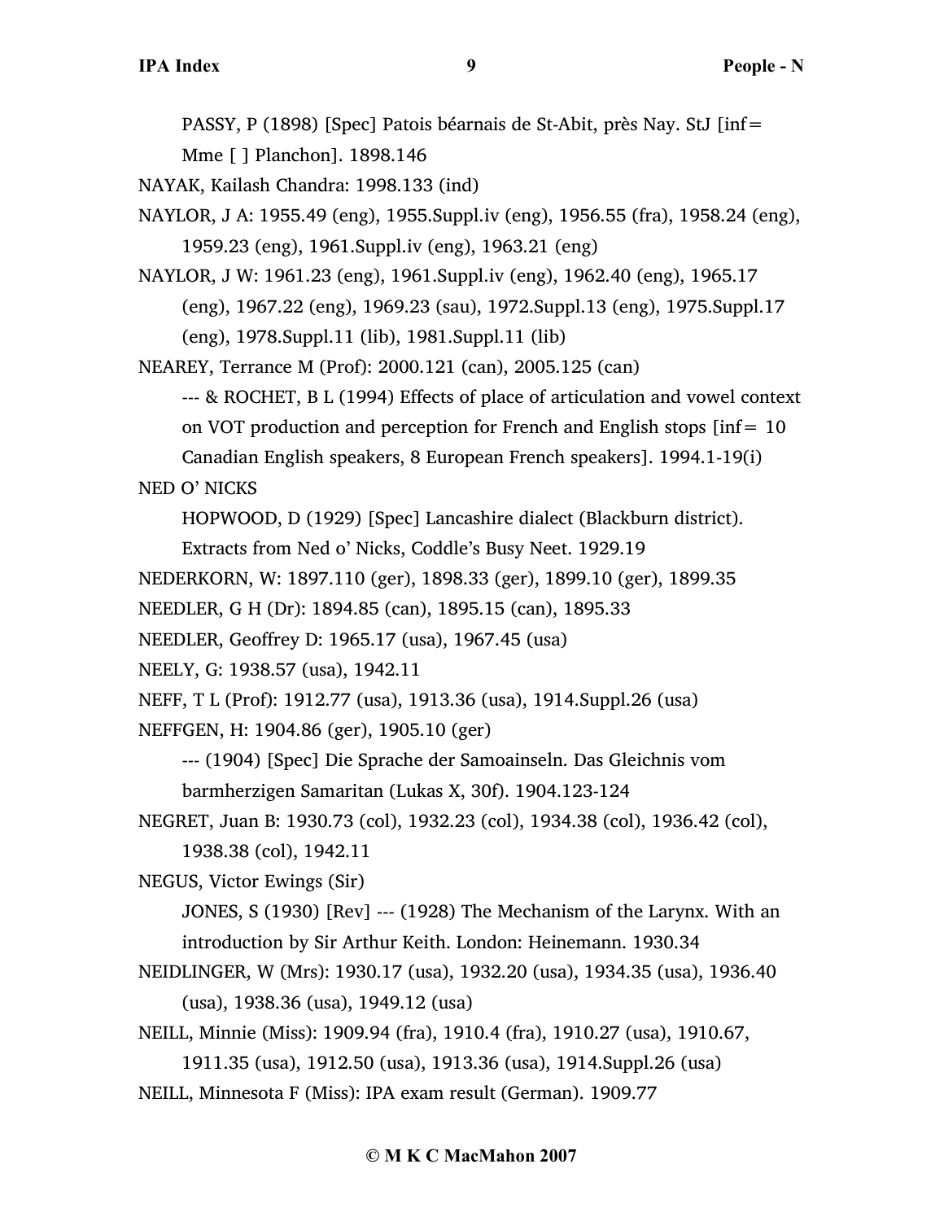PASSY, P (1898) [Spec] Patois béarnais de St-Abit, près Nay. StJ [inf= Mme [ ] Planchon]. 1898.146

NAYAK, Kailash Chandra: 1998.133 (ind)

NAYLOR, J A: 1955.49 (eng), 1955.Suppl.iv (eng), 1956.55 (fra), 1958.24 (eng), 1959.23 (eng), 1961.Suppl.iv (eng), 1963.21 (eng)

NAYLOR, J W: 1961.23 (eng), 1961.Suppl.iv (eng), 1962.40 (eng), 1965.17 (eng), 1967.22 (eng), 1969.23 (sau), 1972.Suppl.13 (eng), 1975.Suppl.17 (eng), 1978.Suppl.11 (lib), 1981.Suppl.11 (lib)

NEAREY, Terrance M (Prof): 2000.121 (can), 2005.125 (can)

--- & ROCHET, B L (1994) Effects of place of articulation and vowel context on VOT production and perception for French and English stops [inf= 10 Canadian English speakers, 8 European French speakers]. 1994.1-19(i)

NED O' NICKS

HOPWOOD, D (1929) [Spec] Lancashire dialect (Blackburn district). Extracts from Ned o' Nicks, Coddle's Busy Neet. 1929.19

NEDERKORN, W: 1897.110 (ger), 1898.33 (ger), 1899.10 (ger), 1899.35

NEEDLER, G H (Dr): 1894.85 (can), 1895.15 (can), 1895.33

NEEDLER, Geoffrey D: 1965.17 (usa), 1967.45 (usa)

NEELY, G: 1938.57 (usa), 1942.11

NEFF, T L (Prof): 1912.77 (usa), 1913.36 (usa), 1914.Suppl.26 (usa)

NEFFGEN, H: 1904.86 (ger), 1905.10 (ger)

--- (1904) [Spec] Die Sprache der Samoainseln. Das Gleichnis vom barmherzigen Samaritan (Lukas X, 30f). 1904.123-124

NEGRET, Juan B: 1930.73 (col), 1932.23 (col), 1934.38 (col), 1936.42 (col), 1938.38 (col), 1942.11

NEGUS, Victor Ewings (Sir)

JONES, S (1930) [Rev] --- (1928) The Mechanism of the Larynx. With an introduction by Sir Arthur Keith. London: Heinemann. 1930.34

NEIDLINGER, W (Mrs): 1930.17 (usa), 1932.20 (usa), 1934.35 (usa), 1936.40 (usa), 1938.36 (usa), 1949.12 (usa)

NEILL, Minnie (Miss): 1909.94 (fra), 1910.4 (fra), 1910.27 (usa), 1910.67, 1911.35 (usa), 1912.50 (usa), 1913.36 (usa), 1914.Suppl.26 (usa)

NEILL, Minnesota F (Miss): IPA exam result (German). 1909.77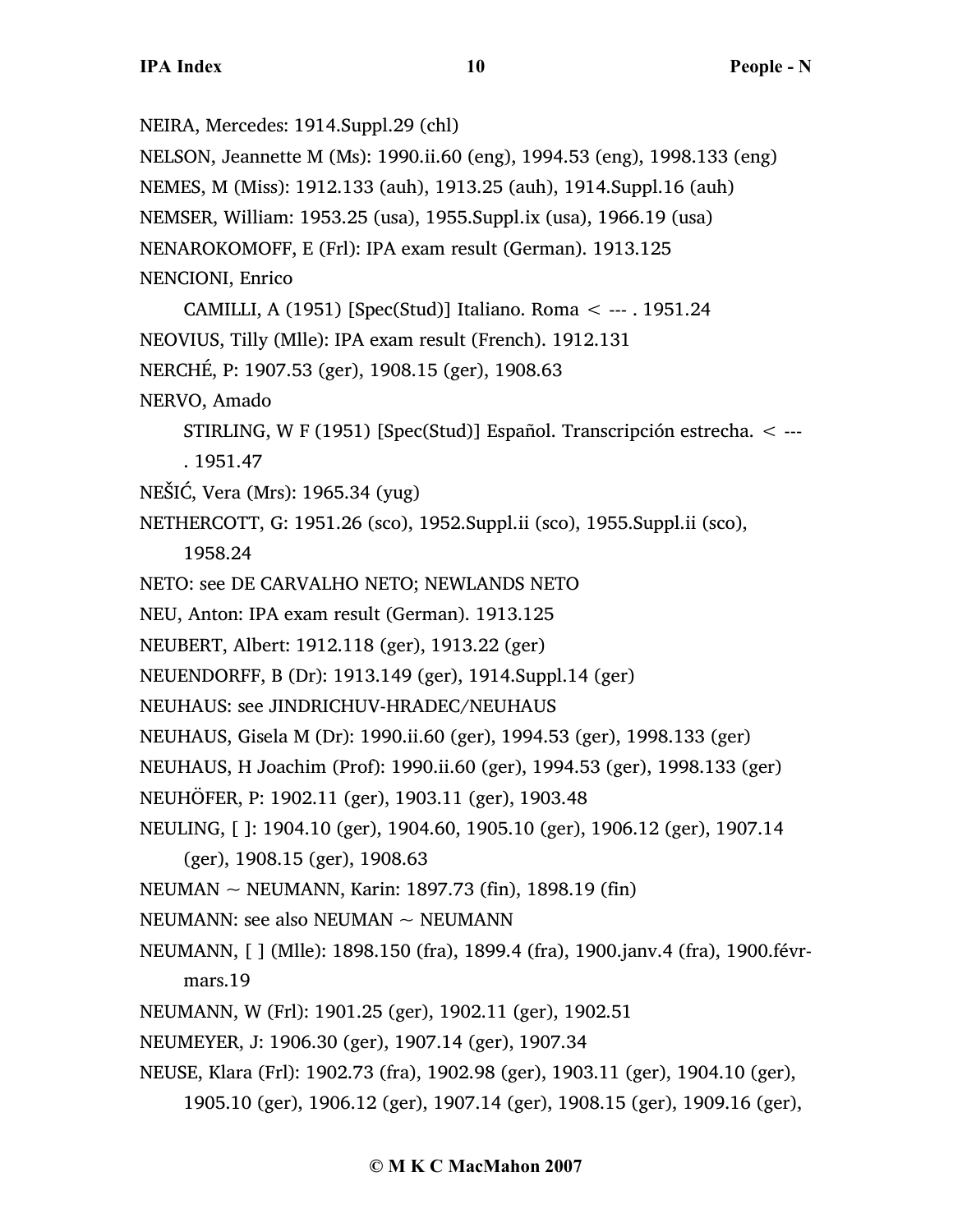NEIRA, Mercedes: 1914.Suppl.29 (chl)

NELSON, Jeannette M (Ms): 1990.ii.60 (eng), 1994.53 (eng), 1998.133 (eng)

NEMES, M (Miss): 1912.133 (auh), 1913.25 (auh), 1914.Suppl.16 (auh)

NEMSER, William: 1953.25 (usa), 1955.Suppl.ix (usa), 1966.19 (usa)

NENAROKOMOFF, E (Frl): IPA exam result (German). 1913.125

NENCIONI, Enrico

    CAMILLI, A (1951) [Spec(Stud)] Italiano. Roma < --- . 1951.24

NEOVIUS, Tilly (Mlle): IPA exam result (French). 1912.131

NERCHÉ, P: 1907.53 (ger), 1908.15 (ger), 1908.63

NERVO, Amado

    STIRLING, W F (1951) [Spec(Stud)] Español. Transcripción estrecha. < --- . 1951.47

NEŠIĆ, Vera (Mrs): 1965.34 (yug)

NETHERCOTT, G: 1951.26 (sco), 1952.Suppl.ii (sco), 1955.Suppl.ii (sco), 1958.24

NETO: see DE CARVALHO NETO; NEWLANDS NETO

NEU, Anton: IPA exam result (German). 1913.125

NEUBERT, Albert: 1912.118 (ger), 1913.22 (ger)

NEUENDORFF, B (Dr): 1913.149 (ger), 1914.Suppl.14 (ger)

NEUHAUS: see JINDRICHUV-HRADEC/NEUHAUS

NEUHAUS, Gisela M (Dr): 1990.ii.60 (ger), 1994.53 (ger), 1998.133 (ger)

NEUHAUS, H Joachim (Prof): 1990.ii.60 (ger), 1994.53 (ger), 1998.133 (ger)

NEUHÖFER, P: 1902.11 (ger), 1903.11 (ger), 1903.48

NEULING, [ ]: 1904.10 (ger), 1904.60, 1905.10 (ger), 1906.12 (ger), 1907.14 (ger), 1908.15 (ger), 1908.63

NEUMAN ~ NEUMANN, Karin: 1897.73 (fin), 1898.19 (fin)

NEUMANN: see also NEUMAN ~ NEUMANN

NEUMANN, [ ] (Mlle): 1898.150 (fra), 1899.4 (fra), 1900.janv.4 (fra), 1900.févr-mars.19

NEUMANN, W (Frl): 1901.25 (ger), 1902.11 (ger), 1902.51

NEUMEYER, J: 1906.30 (ger), 1907.14 (ger), 1907.34

NEUSE, Klara (Frl): 1902.73 (fra), 1902.98 (ger), 1903.11 (ger), 1904.10 (ger), 1905.10 (ger), 1906.12 (ger), 1907.14 (ger), 1908.15 (ger), 1909.16 (ger),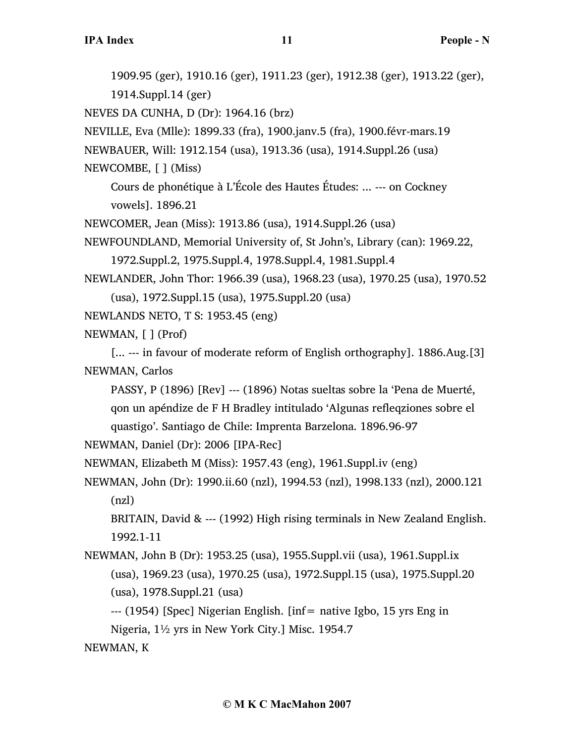1909.95 (ger), 1910.16 (ger), 1911.23 (ger), 1912.38 (ger), 1913.22 (ger), 1914.Suppl.14 (ger)

NEVES DA CUNHA, D (Dr): 1964.16 (brz)

NEVILLE, Eva (Mlle): 1899.33 (fra), 1900.janv.5 (fra), 1900.févr-mars.19

NEWBAUER, Will: 1912.154 (usa), 1913.36 (usa), 1914.Suppl.26 (usa)

NEWCOMBE, [ ] (Miss)

Cours de phonétique à L'École des Hautes Études: ... --- on Cockney vowels]. 1896.21

NEWCOMER, Jean (Miss): 1913.86 (usa), 1914.Suppl.26 (usa)

NEWFOUNDLAND, Memorial University of, St John's, Library (can): 1969.22, 1972.Suppl.2, 1975.Suppl.4, 1978.Suppl.4, 1981.Suppl.4

NEWLANDER, John Thor: 1966.39 (usa), 1968.23 (usa), 1970.25 (usa), 1970.52 (usa), 1972.Suppl.15 (usa), 1975.Suppl.20 (usa)

NEWLANDS NETO, T S: 1953.45 (eng)

NEWMAN, [ ] (Prof)

[... --- in favour of moderate reform of English orthography]. 1886.Aug.[3]

NEWMAN, Carlos

PASSY, P (1896) [Rev] --- (1896) Notas sueltas sobre la 'Pena de Muerté, qon un apéndize de F H Bradley intitulado 'Algunas refleqziones sobre el quastigo'. Santiago de Chile: Imprenta Barzelona. 1896.96-97

NEWMAN, Daniel (Dr): 2006 [IPA-Rec]

NEWMAN, Elizabeth M (Miss): 1957.43 (eng), 1961.Suppl.iv (eng)

NEWMAN, John (Dr): 1990.ii.60 (nzl), 1994.53 (nzl), 1998.133 (nzl), 2000.121 (nzl)

BRITAIN, David & --- (1992) High rising terminals in New Zealand English. 1992.1-11

NEWMAN, John B (Dr): 1953.25 (usa), 1955.Suppl.vii (usa), 1961.Suppl.ix (usa), 1969.23 (usa), 1970.25 (usa), 1972.Suppl.15 (usa), 1975.Suppl.20 (usa), 1978.Suppl.21 (usa)

--- (1954) [Spec] Nigerian English. [inf= native Igbo, 15 yrs Eng in Nigeria, 1½ yrs in New York City.] Misc. 1954.7

NEWMAN, K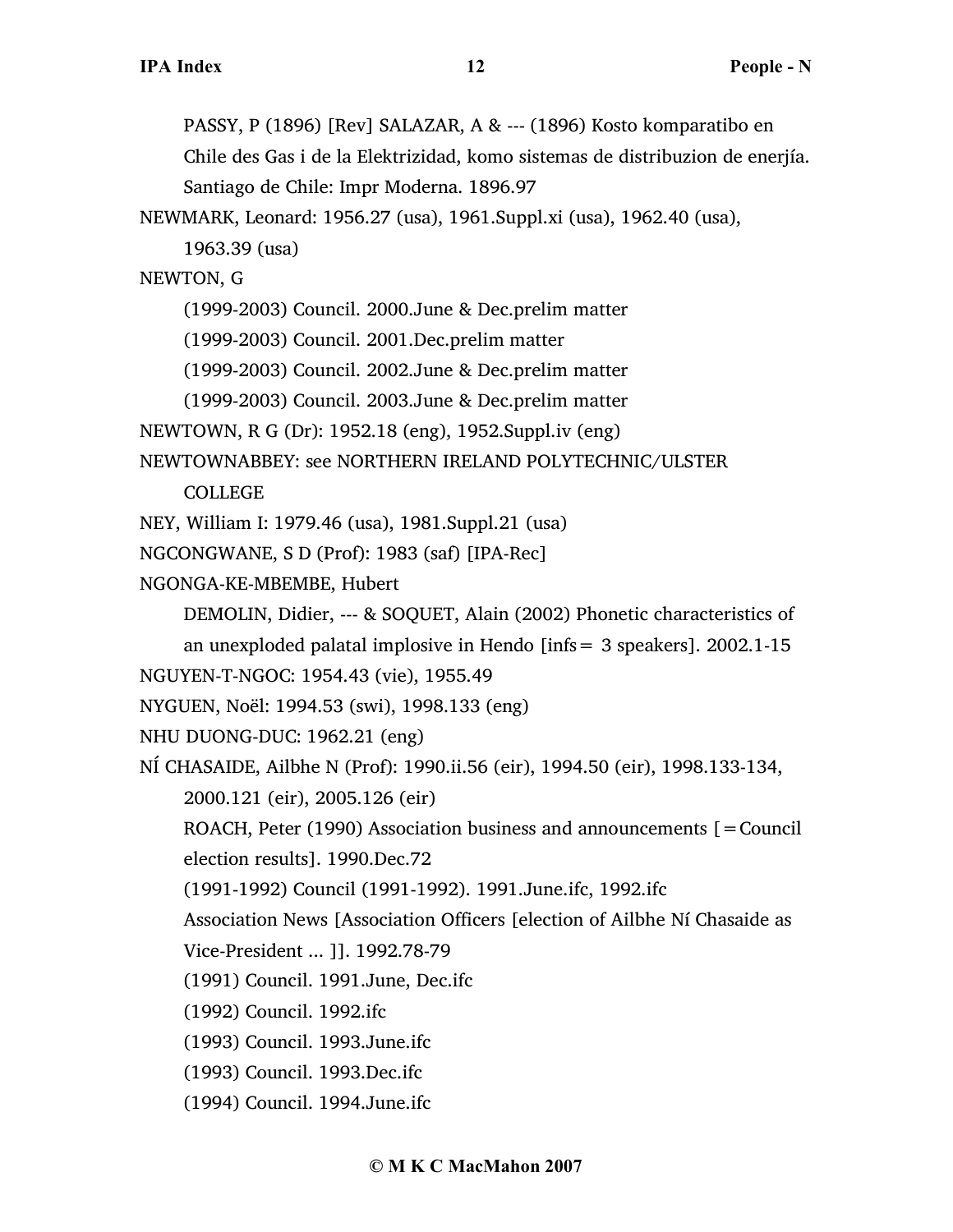PASSY, P (1896) [Rev] SALAZAR, A & --- (1896) Kosto komparatibo en Chile des Gas i de la Elektrizidad, komo sistemas de distribuzion de enerjía. Santiago de Chile: Impr Moderna. 1896.97

NEWMARK, Leonard: 1956.27 (usa), 1961.Suppl.xi (usa), 1962.40 (usa), 1963.39 (usa)

NEWTON, G

(1999-2003) Council. 2000.June & Dec.prelim matter

(1999-2003) Council. 2001.Dec.prelim matter

(1999-2003) Council. 2002.June & Dec.prelim matter

(1999-2003) Council. 2003.June & Dec.prelim matter

NEWTOWN, R G (Dr): 1952.18 (eng), 1952.Suppl.iv (eng)

NEWTOWNABBEY: see NORTHERN IRELAND POLYTECHNIC/ULSTER COLLEGE

NEY, William I: 1979.46 (usa), 1981.Suppl.21 (usa)

NGCONGWANE, S D (Prof): 1983 (saf) [IPA-Rec]

NGONGA-KE-MBEMBE, Hubert

DEMOLIN, Didier, --- & SOQUET, Alain (2002) Phonetic characteristics of an unexploded palatal implosive in Hendo [infs= 3 speakers]. 2002.1-15

NGUYEN-T-NGOC: 1954.43 (vie), 1955.49

NYGUEN, Noël: 1994.53 (swi), 1998.133 (eng)

NHU DUONG-DUC: 1962.21 (eng)

NÍ CHASAIDE, Ailbhe N (Prof): 1990.ii.56 (eir), 1994.50 (eir), 1998.133-134, 2000.121 (eir), 2005.126 (eir)

ROACH, Peter (1990) Association business and announcements [=Council election results]. 1990.Dec.72

(1991-1992) Council (1991-1992). 1991.June.ifc, 1992.ifc

Association News [Association Officers [election of Ailbhe Ní Chasaide as Vice-President ... ]]. 1992.78-79

(1991) Council. 1991.June, Dec.ifc

(1992) Council. 1992.ifc

(1993) Council. 1993.June.ifc

(1993) Council. 1993.Dec.ifc

(1994) Council. 1994.June.ifc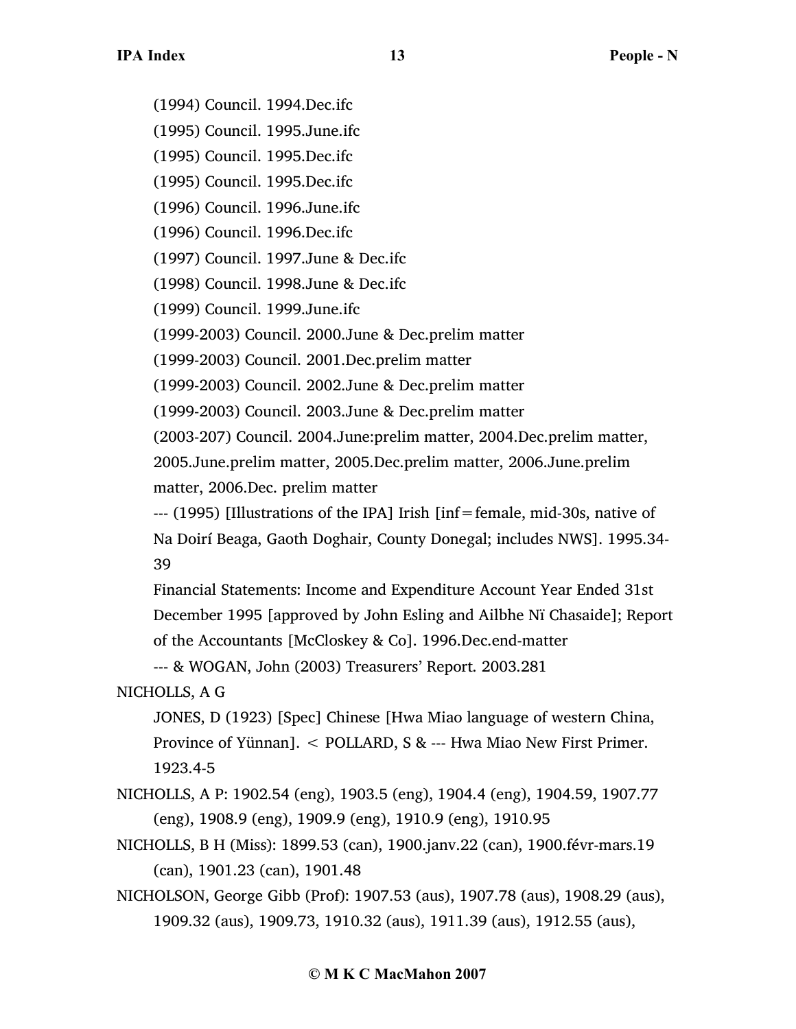(1994) Council. 1994.Dec.ifc

(1995) Council. 1995.June.ifc

(1995) Council. 1995.Dec.ifc

(1995) Council. 1995.Dec.ifc

(1996) Council. 1996.June.ifc

(1996) Council. 1996.Dec.ifc

(1997) Council. 1997.June & Dec.ifc

(1998) Council. 1998.June & Dec.ifc

(1999) Council. 1999.June.ifc

(1999-2003) Council. 2000.June & Dec.prelim matter

(1999-2003) Council. 2001.Dec.prelim matter

(1999-2003) Council. 2002.June & Dec.prelim matter

(1999-2003) Council. 2003.June & Dec.prelim matter

(2003-207) Council. 2004.June:prelim matter, 2004.Dec.prelim matter, 2005.June.prelim matter, 2005.Dec.prelim matter, 2006.June.prelim matter, 2006.Dec. prelim matter

--- (1995) [Illustrations of the IPA] Irish [inf=female, mid-30s, native of Na Doirí Beaga, Gaoth Doghair, County Donegal; includes NWS]. 1995.34-39

Financial Statements: Income and Expenditure Account Year Ended 31st December 1995 [approved by John Esling and Ailbhe Nï Chasaide]; Report of the Accountants [McCloskey & Co]. 1996.Dec.end-matter

--- & WOGAN, John (2003) Treasurers' Report. 2003.281

NICHOLLS, A G

JONES, D (1923) [Spec] Chinese [Hwa Miao language of western China, Province of Yünnan]. < POLLARD, S & --- Hwa Miao New First Primer. 1923.4-5

NICHOLLS, A P: 1902.54 (eng), 1903.5 (eng), 1904.4 (eng), 1904.59, 1907.77 (eng), 1908.9 (eng), 1909.9 (eng), 1910.9 (eng), 1910.95

NICHOLLS, B H (Miss): 1899.53 (can), 1900.janv.22 (can), 1900.févr-mars.19 (can), 1901.23 (can), 1901.48

NICHOLSON, George Gibb (Prof): 1907.53 (aus), 1907.78 (aus), 1908.29 (aus), 1909.32 (aus), 1909.73, 1910.32 (aus), 1911.39 (aus), 1912.55 (aus),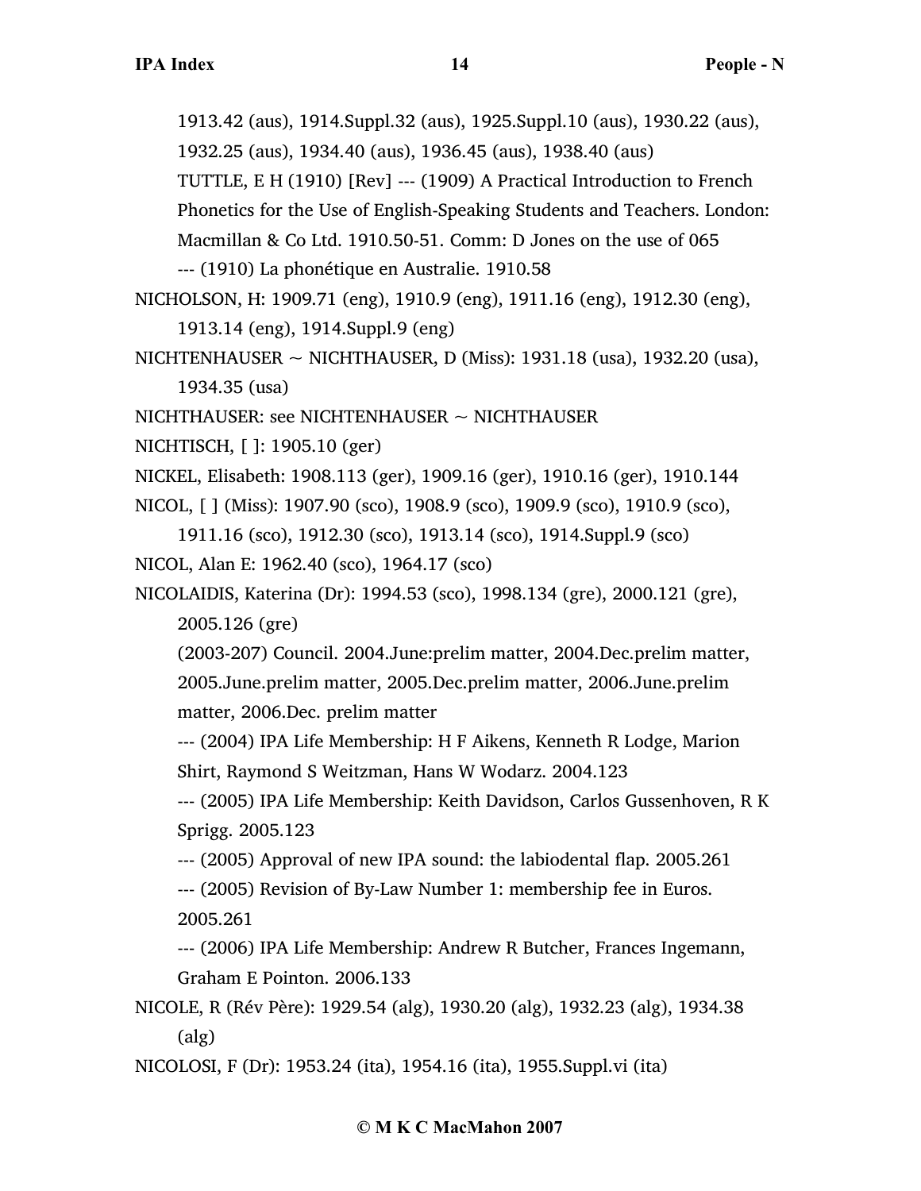1913.42 (aus), 1914.Suppl.32 (aus), 1925.Suppl.10 (aus), 1930.22 (aus), 1932.25 (aus), 1934.40 (aus), 1936.45 (aus), 1938.40 (aus)

TUTTLE, E H (1910) [Rev] --- (1909) A Practical Introduction to French Phonetics for the Use of English-Speaking Students and Teachers. London: Macmillan & Co Ltd. 1910.50-51. Comm: D Jones on the use of 065

--- (1910) La phonétique en Australie. 1910.58

NICHOLSON, H: 1909.71 (eng), 1910.9 (eng), 1911.16 (eng), 1912.30 (eng), 1913.14 (eng), 1914.Suppl.9 (eng)

NICHTENHAUSER ~ NICHTHAUSER, D (Miss): 1931.18 (usa), 1932.20 (usa), 1934.35 (usa)

NICHTHAUSER: see NICHTENHAUSER ~ NICHTHAUSER

NICHTISCH, [ ]: 1905.10 (ger)

NICKEL, Elisabeth: 1908.113 (ger), 1909.16 (ger), 1910.16 (ger), 1910.144

NICOL, [ ] (Miss): 1907.90 (sco), 1908.9 (sco), 1909.9 (sco), 1910.9 (sco), 1911.16 (sco), 1912.30 (sco), 1913.14 (sco), 1914.Suppl.9 (sco)

NICOL, Alan E: 1962.40 (sco), 1964.17 (sco)

NICOLAIDIS, Katerina (Dr): 1994.53 (sco), 1998.134 (gre), 2000.121 (gre), 2005.126 (gre)

(2003-207) Council. 2004.June:prelim matter, 2004.Dec.prelim matter, 2005.June.prelim matter, 2005.Dec.prelim matter, 2006.June.prelim matter, 2006.Dec. prelim matter

--- (2004) IPA Life Membership: H F Aikens, Kenneth R Lodge, Marion Shirt, Raymond S Weitzman, Hans W Wodarz. 2004.123

--- (2005) IPA Life Membership: Keith Davidson, Carlos Gussenhoven, R K Sprigg. 2005.123

--- (2005) Approval of new IPA sound: the labiodental flap. 2005.261

--- (2005) Revision of By-Law Number 1: membership fee in Euros. 2005.261

--- (2006) IPA Life Membership: Andrew R Butcher, Frances Ingemann, Graham E Pointon. 2006.133

NICOLE, R (Rév Père): 1929.54 (alg), 1930.20 (alg), 1932.23 (alg), 1934.38 (alg)

NICOLOSI, F (Dr): 1953.24 (ita), 1954.16 (ita), 1955.Suppl.vi (ita)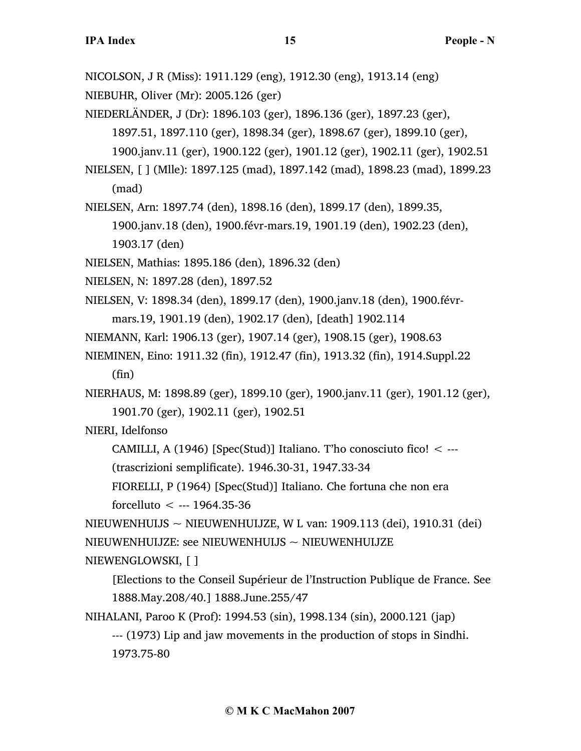NICOLSON, J R (Miss): 1911.129 (eng), 1912.30 (eng), 1913.14 (eng)

NIEBUHR, Oliver (Mr): 2005.126 (ger)

NIEDERLÄNDER, J (Dr): 1896.103 (ger), 1896.136 (ger), 1897.23 (ger), 1897.51, 1897.110 (ger), 1898.34 (ger), 1898.67 (ger), 1899.10 (ger), 1900.janv.11 (ger), 1900.122 (ger), 1901.12 (ger), 1902.11 (ger), 1902.51

NIELSEN, [ ] (Mlle): 1897.125 (mad), 1897.142 (mad), 1898.23 (mad), 1899.23 (mad)

NIELSEN, Arn: 1897.74 (den), 1898.16 (den), 1899.17 (den), 1899.35, 1900.janv.18 (den), 1900.févr-mars.19, 1901.19 (den), 1902.23 (den), 1903.17 (den)

NIELSEN, Mathias: 1895.186 (den), 1896.32 (den)

NIELSEN, N: 1897.28 (den), 1897.52

NIELSEN, V: 1898.34 (den), 1899.17 (den), 1900.janv.18 (den), 1900.févr-mars.19, 1901.19 (den), 1902.17 (den), [death] 1902.114

NIEMANN, Karl: 1906.13 (ger), 1907.14 (ger), 1908.15 (ger), 1908.63

NIEMINEN, Eino: 1911.32 (fin), 1912.47 (fin), 1913.32 (fin), 1914.Suppl.22 (fin)

NIERHAUS, M: 1898.89 (ger), 1899.10 (ger), 1900.janv.11 (ger), 1901.12 (ger), 1901.70 (ger), 1902.11 (ger), 1902.51

NIERI, Idelfonso

CAMILLI, A (1946) [Spec(Stud)] Italiano. T'ho conosciuto fico! < --- (trascrizioni semplificate). 1946.30-31, 1947.33-34

FIORELLI, P (1964) [Spec(Stud)] Italiano. Che fortuna che non era forcelluto < --- 1964.35-36

NIEUWENHUIJS ~ NIEUWENHUIJZE, W L van: 1909.113 (dei), 1910.31 (dei)

NIEUWENHUIJZE: see NIEUWENHUIJS ~ NIEUWENHUIJZE

NIEWENGLOWSKI, [ ]

[Elections to the Conseil Supérieur de l'Instruction Publique de France. See 1888.May.208/40.] 1888.June.255/47

NIHALANI, Paroo K (Prof): 1994.53 (sin), 1998.134 (sin), 2000.121 (jap)

--- (1973) Lip and jaw movements in the production of stops in Sindhi. 1973.75-80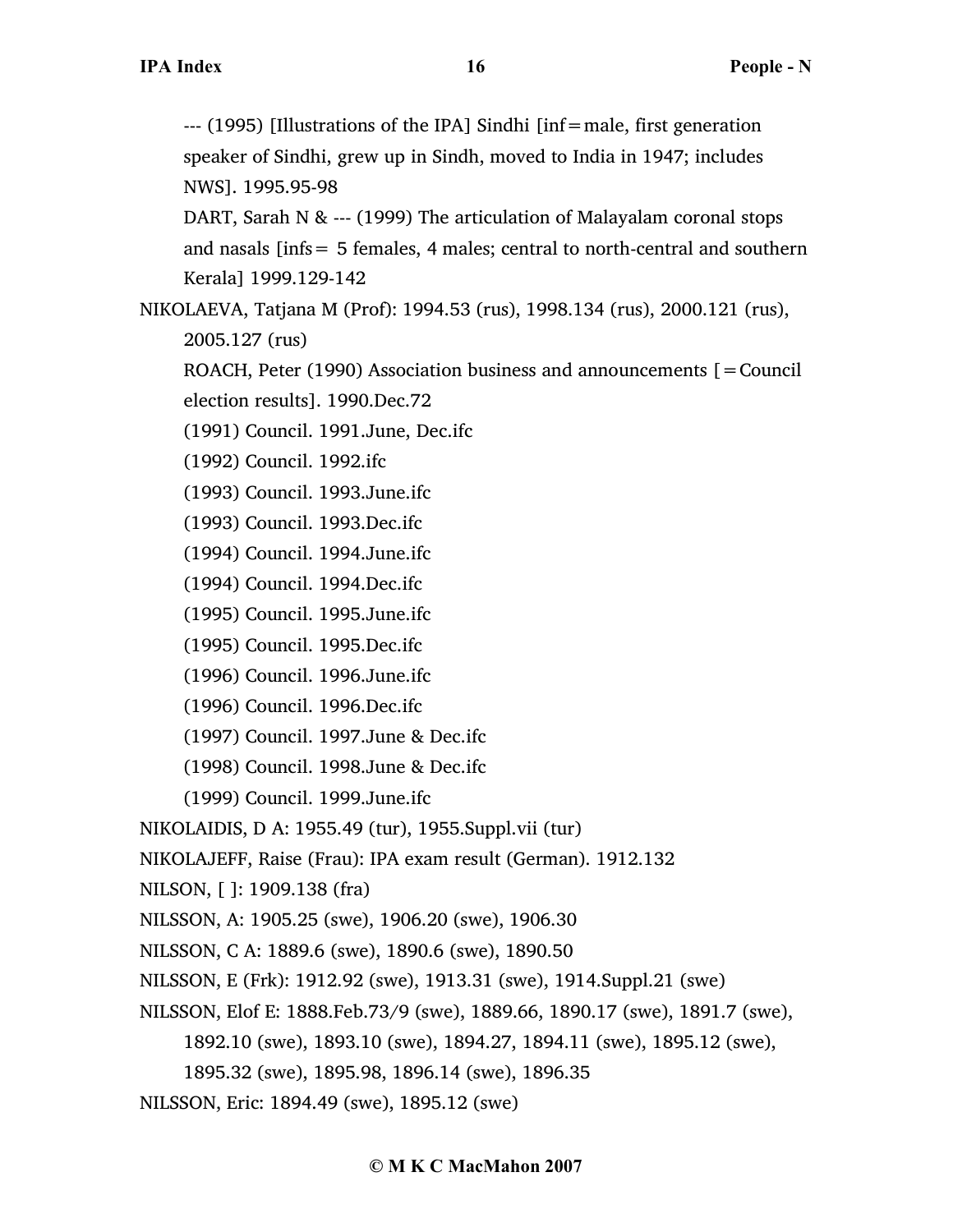--- (1995) [Illustrations of the IPA] Sindhi [inf=male, first generation speaker of Sindhi, grew up in Sindh, moved to India in 1947; includes NWS]. 1995.95-98

DART, Sarah N & --- (1999) The articulation of Malayalam coronal stops and nasals [infs= 5 females, 4 males; central to north-central and southern Kerala] 1999.129-142

NIKOLAEVA, Tatjana M (Prof): 1994.53 (rus), 1998.134 (rus), 2000.121 (rus), 2005.127 (rus)

ROACH, Peter (1990) Association business and announcements [=Council election results]. 1990.Dec.72

(1991) Council. 1991.June, Dec.ifc

(1992) Council. 1992.ifc

(1993) Council. 1993.June.ifc

(1993) Council. 1993.Dec.ifc

(1994) Council. 1994.June.ifc

(1994) Council. 1994.Dec.ifc

(1995) Council. 1995.June.ifc

(1995) Council. 1995.Dec.ifc

(1996) Council. 1996.June.ifc

(1996) Council. 1996.Dec.ifc

(1997) Council. 1997.June & Dec.ifc

(1998) Council. 1998.June & Dec.ifc

(1999) Council. 1999.June.ifc

NIKOLAIDIS, D A: 1955.49 (tur), 1955.Suppl.vii (tur)

NIKOLAJEFF, Raise (Frau): IPA exam result (German). 1912.132

NILSON, [ ]: 1909.138 (fra)

NILSSON, A: 1905.25 (swe), 1906.20 (swe), 1906.30

NILSSON, C A: 1889.6 (swe), 1890.6 (swe), 1890.50

NILSSON, E (Frk): 1912.92 (swe), 1913.31 (swe), 1914.Suppl.21 (swe)

NILSSON, Elof E: 1888.Feb.73/9 (swe), 1889.66, 1890.17 (swe), 1891.7 (swe), 1892.10 (swe), 1893.10 (swe), 1894.27, 1894.11 (swe), 1895.12 (swe), 1895.32 (swe), 1895.98, 1896.14 (swe), 1896.35

NILSSON, Eric: 1894.49 (swe), 1895.12 (swe)

© M K C MacMahon 2007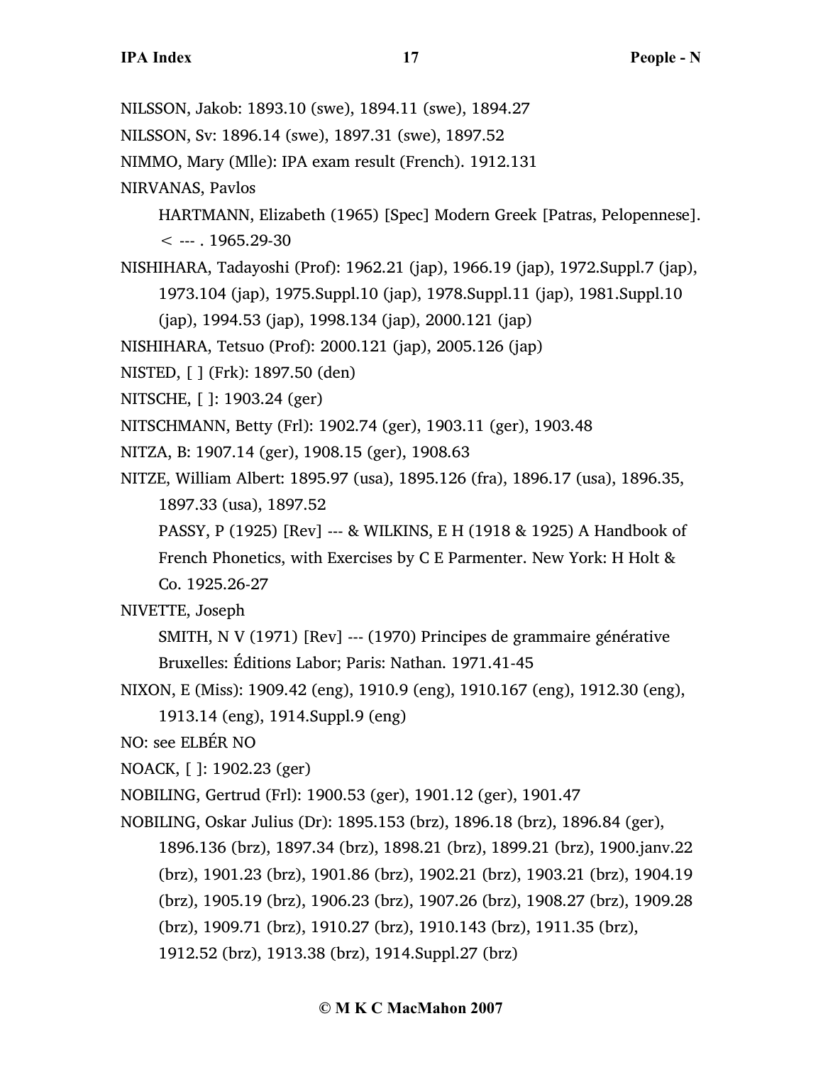NILSSON, Jakob: 1893.10 (swe), 1894.11 (swe), 1894.27

NILSSON, Sv: 1896.14 (swe), 1897.31 (swe), 1897.52

NIMMO, Mary (Mlle): IPA exam result (French). 1912.131

NIRVANAS, Pavlos

HARTMANN, Elizabeth (1965) [Spec] Modern Greek [Patras, Pelopennese]. < --- . 1965.29-30

NISHIHARA, Tadayoshi (Prof): 1962.21 (jap), 1966.19 (jap), 1972.Suppl.7 (jap), 1973.104 (jap), 1975.Suppl.10 (jap), 1978.Suppl.11 (jap), 1981.Suppl.10 (jap), 1994.53 (jap), 1998.134 (jap), 2000.121 (jap)

NISHIHARA, Tetsuo (Prof): 2000.121 (jap), 2005.126 (jap)

NISTED, [ ] (Frk): 1897.50 (den)

NITSCHE, [ ]: 1903.24 (ger)

NITSCHMANN, Betty (Frl): 1902.74 (ger), 1903.11 (ger), 1903.48

NITZA, B: 1907.14 (ger), 1908.15 (ger), 1908.63

NITZE, William Albert: 1895.97 (usa), 1895.126 (fra), 1896.17 (usa), 1896.35, 1897.33 (usa), 1897.52

PASSY, P (1925) [Rev] --- & WILKINS, E H (1918 & 1925) A Handbook of French Phonetics, with Exercises by C E Parmenter. New York: H Holt & Co. 1925.26-27

NIVETTE, Joseph

SMITH, N V (1971) [Rev] --- (1970) Principes de grammaire générative Bruxelles: Éditions Labor; Paris: Nathan. 1971.41-45

NIXON, E (Miss): 1909.42 (eng), 1910.9 (eng), 1910.167 (eng), 1912.30 (eng), 1913.14 (eng), 1914.Suppl.9 (eng)

NO: see ELBÉR NO

NOACK, [ ]: 1902.23 (ger)

NOBILING, Gertrud (Frl): 1900.53 (ger), 1901.12 (ger), 1901.47

NOBILING, Oskar Julius (Dr): 1895.153 (brz), 1896.18 (brz), 1896.84 (ger), 1896.136 (brz), 1897.34 (brz), 1898.21 (brz), 1899.21 (brz), 1900.janv.22 (brz), 1901.23 (brz), 1901.86 (brz), 1902.21 (brz), 1903.21 (brz), 1904.19 (brz), 1905.19 (brz), 1906.23 (brz), 1907.26 (brz), 1908.27 (brz), 1909.28 (brz), 1909.71 (brz), 1910.27 (brz), 1910.143 (brz), 1911.35 (brz), 1912.52 (brz), 1913.38 (brz), 1914.Suppl.27 (brz)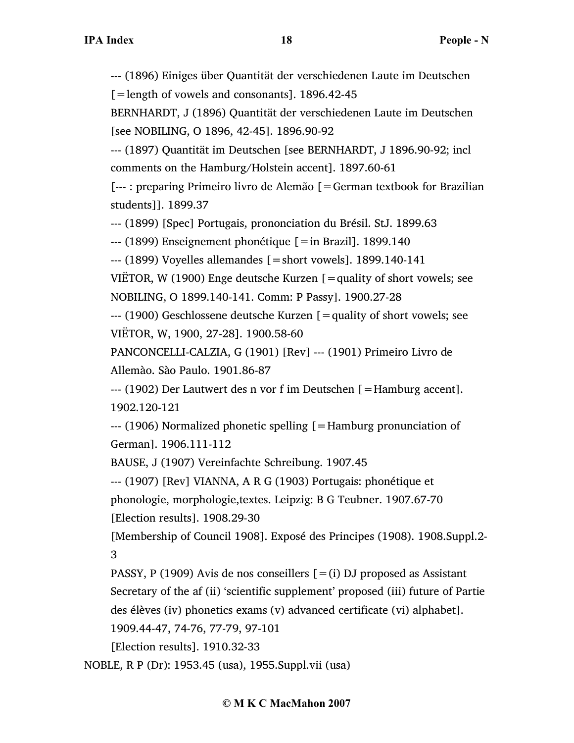--- (1896) Einiges über Quantität der verschiedenen Laute im Deutschen [=length of vowels and consonants]. 1896.42-45

BERNHARDT, J (1896) Quantität der verschiedenen Laute im Deutschen [see NOBILING, O 1896, 42-45]. 1896.90-92

--- (1897) Quantität im Deutschen [see BERNHARDT, J 1896.90-92; incl comments on the Hamburg/Holstein accent]. 1897.60-61

[--- : preparing Primeiro livro de Alemão [=German textbook for Brazilian students]]. 1899.37

--- (1899) [Spec] Portugais, prononciation du Brésil. StJ. 1899.63

--- (1899) Enseignement phonétique [=in Brazil]. 1899.140

--- (1899) Voyelles allemandes [=short vowels]. 1899.140-141

VIËTOR, W (1900) Enge deutsche Kurzen [=quality of short vowels; see NOBILING, O 1899.140-141. Comm: P Passy]. 1900.27-28

--- (1900) Geschlossene deutsche Kurzen [=quality of short vowels; see VIËTOR, W, 1900, 27-28]. 1900.58-60

PANCONCELLI-CALZIA, G (1901) [Rev] --- (1901) Primeiro Livro de Allemào. Sào Paulo. 1901.86-87

--- (1902) Der Lautwert des n vor f im Deutschen [=Hamburg accent]. 1902.120-121

--- (1906) Normalized phonetic spelling [=Hamburg pronunciation of German]. 1906.111-112

BAUSE, J (1907) Vereinfachte Schreibung. 1907.45

--- (1907) [Rev] VIANNA, A R G (1903) Portugais: phonétique et phonologie, morphologie,textes. Leipzig: B G Teubner. 1907.67-70

[Election results]. 1908.29-30

[Membership of Council 1908]. Exposé des Principes (1908). 1908.Suppl.2-3

PASSY, P (1909) Avis de nos conseillers [=(i) DJ proposed as Assistant Secretary of the af (ii) 'scientific supplement' proposed (iii) future of Partie des élèves (iv) phonetics exams (v) advanced certificate (vi) alphabet]. 1909.44-47, 74-76, 77-79, 97-101

[Election results]. 1910.32-33

NOBLE, R P (Dr): 1953.45 (usa), 1955.Suppl.vii (usa)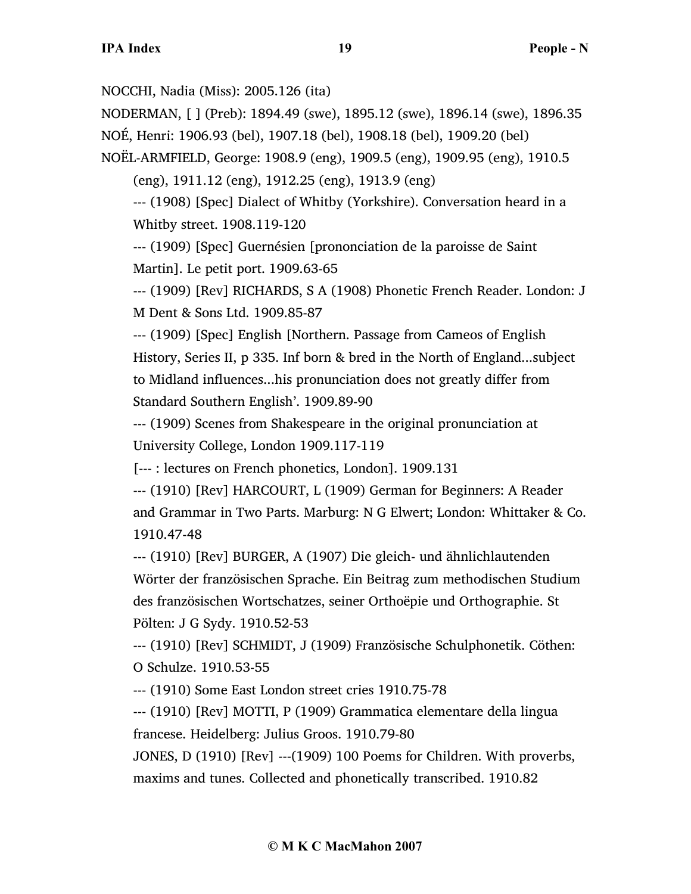NOCCHI, Nadia (Miss): 2005.126 (ita)

NODERMAN, [ ] (Preb): 1894.49 (swe), 1895.12 (swe), 1896.14 (swe), 1896.35

NOÉ, Henri: 1906.93 (bel), 1907.18 (bel), 1908.18 (bel), 1909.20 (bel)

NOËL-ARMFIELD, George: 1908.9 (eng), 1909.5 (eng), 1909.95 (eng), 1910.5 (eng), 1911.12 (eng), 1912.25 (eng), 1913.9 (eng)

--- (1908) [Spec] Dialect of Whitby (Yorkshire). Conversation heard in a Whitby street. 1908.119-120

--- (1909) [Spec] Guernésien [prononciation de la paroisse de Saint Martin]. Le petit port. 1909.63-65

--- (1909) [Rev] RICHARDS, S A (1908) Phonetic French Reader. London: J M Dent & Sons Ltd. 1909.85-87

--- (1909) [Spec] English [Northern. Passage from Cameos of English History, Series II, p 335. Inf born & bred in the North of England...subject to Midland influences...his pronunciation does not greatly differ from Standard Southern English'. 1909.89-90

--- (1909) Scenes from Shakespeare in the original pronunciation at University College, London 1909.117-119

[--- : lectures on French phonetics, London]. 1909.131

--- (1910) [Rev] HARCOURT, L (1909) German for Beginners: A Reader and Grammar in Two Parts. Marburg: N G Elwert; London: Whittaker & Co. 1910.47-48

--- (1910) [Rev] BURGER, A (1907) Die gleich- und ähnlichlautenden Wörter der französischen Sprache. Ein Beitrag zum methodischen Studium des französischen Wortschatzes, seiner Orthoëpie und Orthographie. St Pölten: J G Sydy. 1910.52-53

--- (1910) [Rev] SCHMIDT, J (1909) Französische Schulphonetik. Cöthen: O Schulze. 1910.53-55

--- (1910) Some East London street cries 1910.75-78

--- (1910) [Rev] MOTTI, P (1909) Grammatica elementare della lingua francese. Heidelberg: Julius Groos. 1910.79-80

JONES, D (1910) [Rev] ---(1909) 100 Poems for Children. With proverbs, maxims and tunes. Collected and phonetically transcribed. 1910.82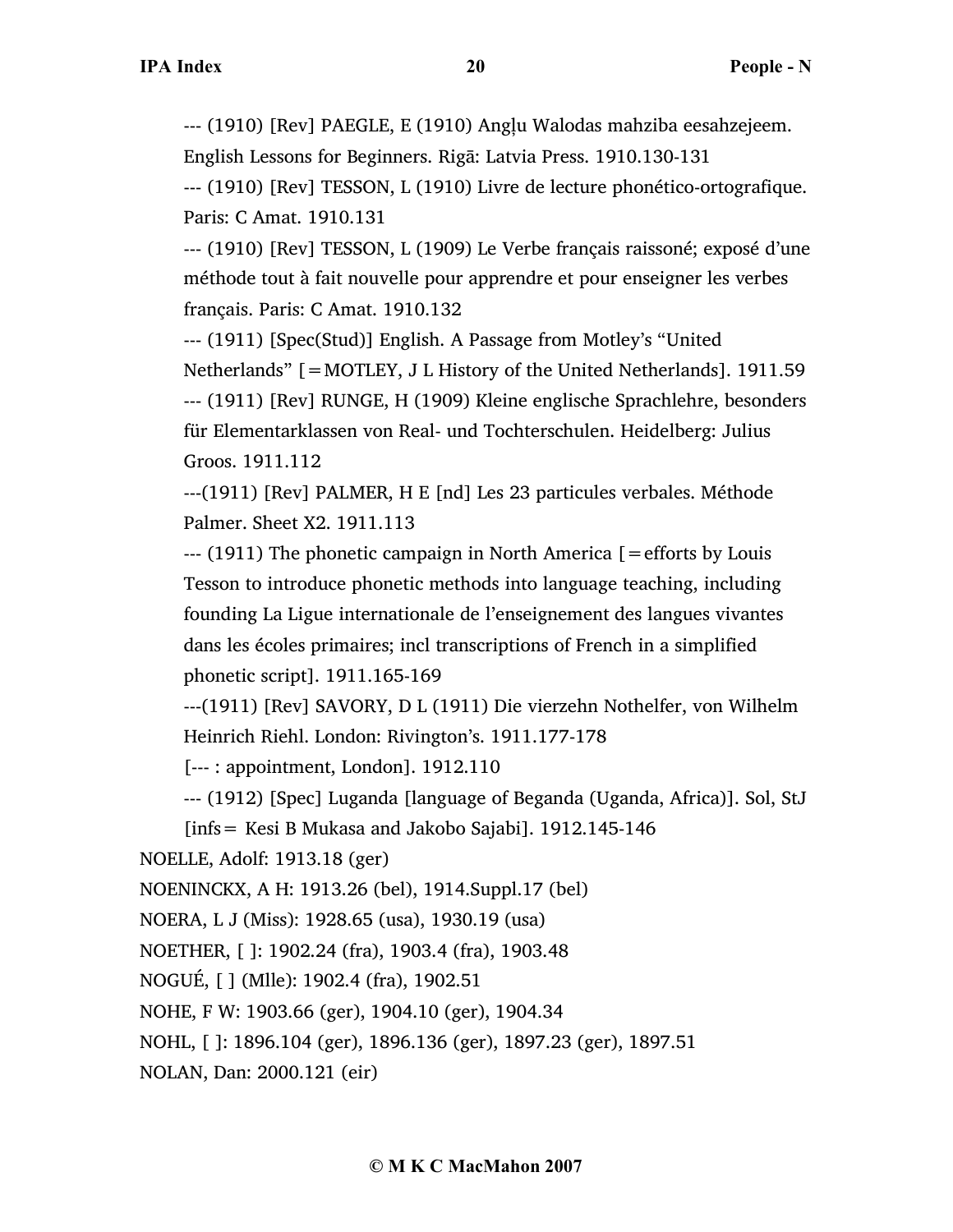--- (1910) [Rev] PAEGLE, E (1910) Angļu Walodas mahziba eesahzejeem. English Lessons for Beginners. Rigā: Latvia Press. 1910.130-131

--- (1910) [Rev] TESSON, L (1910) Livre de lecture phonético-ortografique. Paris: C Amat. 1910.131

--- (1910) [Rev] TESSON, L (1909) Le Verbe français raissoné; exposé d'une méthode tout à fait nouvelle pour apprendre et pour enseigner les verbes français. Paris: C Amat. 1910.132

--- (1911) [Spec(Stud)] English. A Passage from Motley's "United Netherlands" [=MOTLEY, J L History of the United Netherlands]. 1911.59

--- (1911) [Rev] RUNGE, H (1909) Kleine englische Sprachlehre, besonders für Elementarklassen von Real- und Tochterschulen. Heidelberg: Julius Groos. 1911.112

---(1911) [Rev] PALMER, H E [nd] Les 23 particules verbales. Méthode Palmer. Sheet X2. 1911.113

--- (1911) The phonetic campaign in North America [=efforts by Louis Tesson to introduce phonetic methods into language teaching, including founding La Ligue internationale de l'enseignement des langues vivantes dans les écoles primaires; incl transcriptions of French in a simplified phonetic script]. 1911.165-169

---(1911) [Rev] SAVORY, D L (1911) Die vierzehn Nothelfer, von Wilhelm Heinrich Riehl. London: Rivington's. 1911.177-178

[--- : appointment, London]. 1912.110

--- (1912) [Spec] Luganda [language of Beganda (Uganda, Africa)]. Sol, StJ [infs= Kesi B Mukasa and Jakobo Sajabi]. 1912.145-146

NOELLE, Adolf: 1913.18 (ger)

NOENINCKX, A H: 1913.26 (bel), 1914.Suppl.17 (bel)

NOERA, L J (Miss): 1928.65 (usa), 1930.19 (usa)

NOETHER, [ ]: 1902.24 (fra), 1903.4 (fra), 1903.48

NOGUÉ, [ ] (Mlle): 1902.4 (fra), 1902.51

NOHE, F W: 1903.66 (ger), 1904.10 (ger), 1904.34

NOHL, [ ]: 1896.104 (ger), 1896.136 (ger), 1897.23 (ger), 1897.51

NOLAN, Dan: 2000.121 (eir)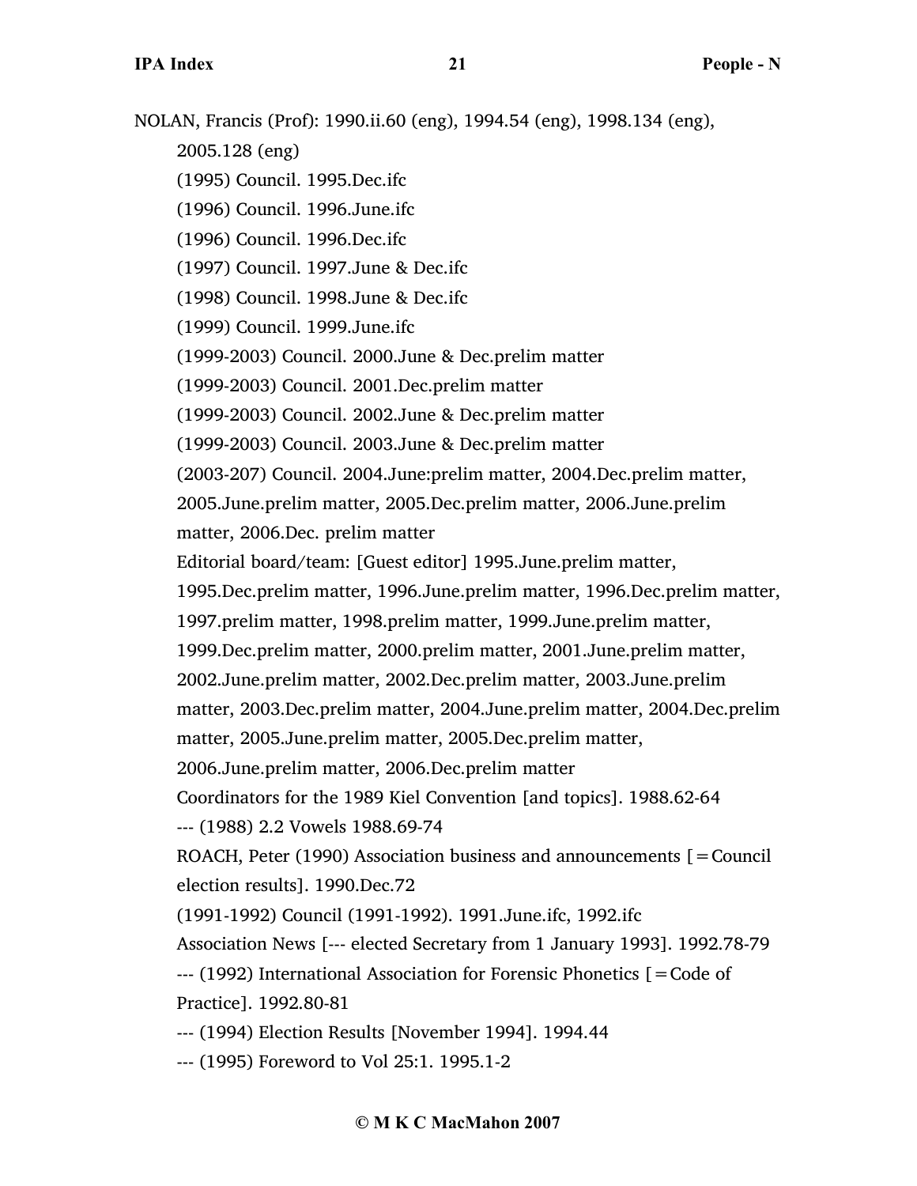NOLAN, Francis (Prof): 1990.ii.60 (eng), 1994.54 (eng), 1998.134 (eng), 2005.128 (eng)

(1995) Council. 1995.Dec.ifc

(1996) Council. 1996.June.ifc

(1996) Council. 1996.Dec.ifc

(1997) Council. 1997.June & Dec.ifc

(1998) Council. 1998.June & Dec.ifc

(1999) Council. 1999.June.ifc

(1999-2003) Council. 2000.June & Dec.prelim matter

(1999-2003) Council. 2001.Dec.prelim matter

(1999-2003) Council. 2002.June & Dec.prelim matter

(1999-2003) Council. 2003.June & Dec.prelim matter

(2003-207) Council. 2004.June:prelim matter, 2004.Dec.prelim matter, 2005.June.prelim matter, 2005.Dec.prelim matter, 2006.June.prelim matter, 2006.Dec. prelim matter

Editorial board/team: [Guest editor] 1995.June.prelim matter, 1995.Dec.prelim matter, 1996.June.prelim matter, 1996.Dec.prelim matter, 1997.prelim matter, 1998.prelim matter, 1999.June.prelim matter, 1999.Dec.prelim matter, 2000.prelim matter, 2001.June.prelim matter, 2002.June.prelim matter, 2002.Dec.prelim matter, 2003.June.prelim matter, 2003.Dec.prelim matter, 2004.June.prelim matter, 2004.Dec.prelim matter, 2005.June.prelim matter, 2005.Dec.prelim matter, 2006.June.prelim matter, 2006.Dec.prelim matter

Coordinators for the 1989 Kiel Convention [and topics]. 1988.62-64

--- (1988) 2.2 Vowels 1988.69-74

ROACH, Peter (1990) Association business and announcements [=Council election results]. 1990.Dec.72

(1991-1992) Council (1991-1992). 1991.June.ifc, 1992.ifc

Association News [--- elected Secretary from 1 January 1993]. 1992.78-79

--- (1992) International Association for Forensic Phonetics [=Code of Practice]. 1992.80-81

--- (1994) Election Results [November 1994]. 1994.44

--- (1995) Foreword to Vol 25:1. 1995.1-2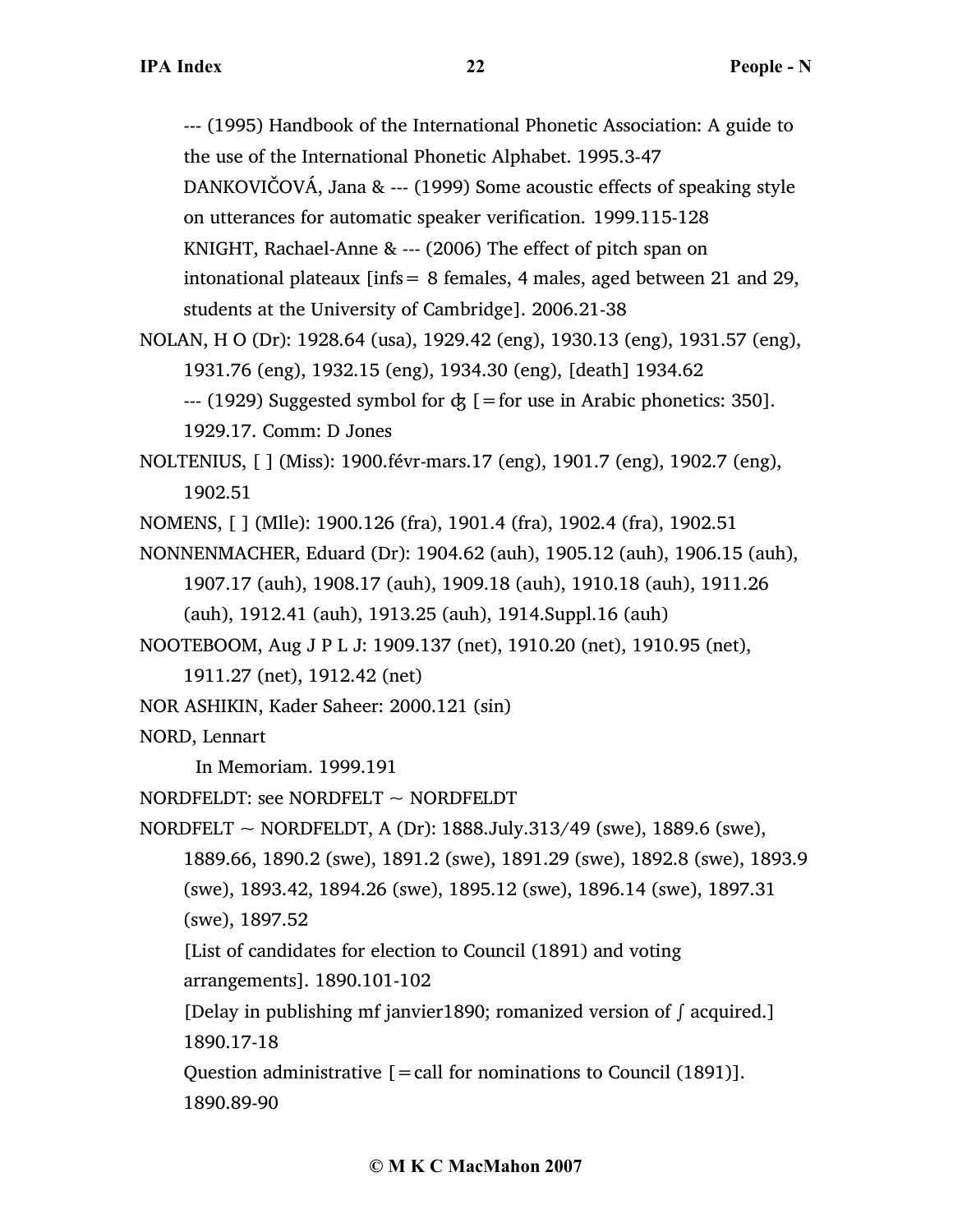--- (1995) Handbook of the International Phonetic Association: A guide to the use of the International Phonetic Alphabet. 1995.3-47

DANKOVIČOVÁ, Jana & --- (1999) Some acoustic effects of speaking style on utterances for automatic speaker verification. 1999.115-128

KNIGHT, Rachael-Anne & --- (2006) The effect of pitch span on intonational plateaux [infs= 8 females, 4 males, aged between 21 and 29, students at the University of Cambridge]. 2006.21-38

NOLAN, H O (Dr): 1928.64 (usa), 1929.42 (eng), 1930.13 (eng), 1931.57 (eng), 1931.76 (eng), 1932.15 (eng), 1934.30 (eng), [death] 1934.62

--- (1929) Suggested symbol for ʤ [=for use in Arabic phonetics: 350]. 1929.17. Comm: D Jones

NOLTENIUS, [ ] (Miss): 1900.févr-mars.17 (eng), 1901.7 (eng), 1902.7 (eng), 1902.51

NOMENS, [ ] (Mlle): 1900.126 (fra), 1901.4 (fra), 1902.4 (fra), 1902.51

NONNENMACHER, Eduard (Dr): 1904.62 (auh), 1905.12 (auh), 1906.15 (auh), 1907.17 (auh), 1908.17 (auh), 1909.18 (auh), 1910.18 (auh), 1911.26 (auh), 1912.41 (auh), 1913.25 (auh), 1914.Suppl.16 (auh)

NOOTEBOOM, Aug J P L J: 1909.137 (net), 1910.20 (net), 1910.95 (net), 1911.27 (net), 1912.42 (net)

NOR ASHIKIN, Kader Saheer: 2000.121 (sin)

NORD, Lennart

In Memoriam. 1999.191

NORDFELDT: see NORDFELT ~ NORDFELDT

NORDFELT ~ NORDFELDT, A (Dr): 1888.July.313/49 (swe), 1889.6 (swe), 1889.66, 1890.2 (swe), 1891.2 (swe), 1891.29 (swe), 1892.8 (swe), 1893.9 (swe), 1893.42, 1894.26 (swe), 1895.12 (swe), 1896.14 (swe), 1897.31 (swe), 1897.52

[List of candidates for election to Council (1891) and voting arrangements]. 1890.101-102

[Delay in publishing mf janvier1890; romanized version of ʃ acquired.] 1890.17-18

Question administrative [=call for nominations to Council (1891)]. 1890.89-90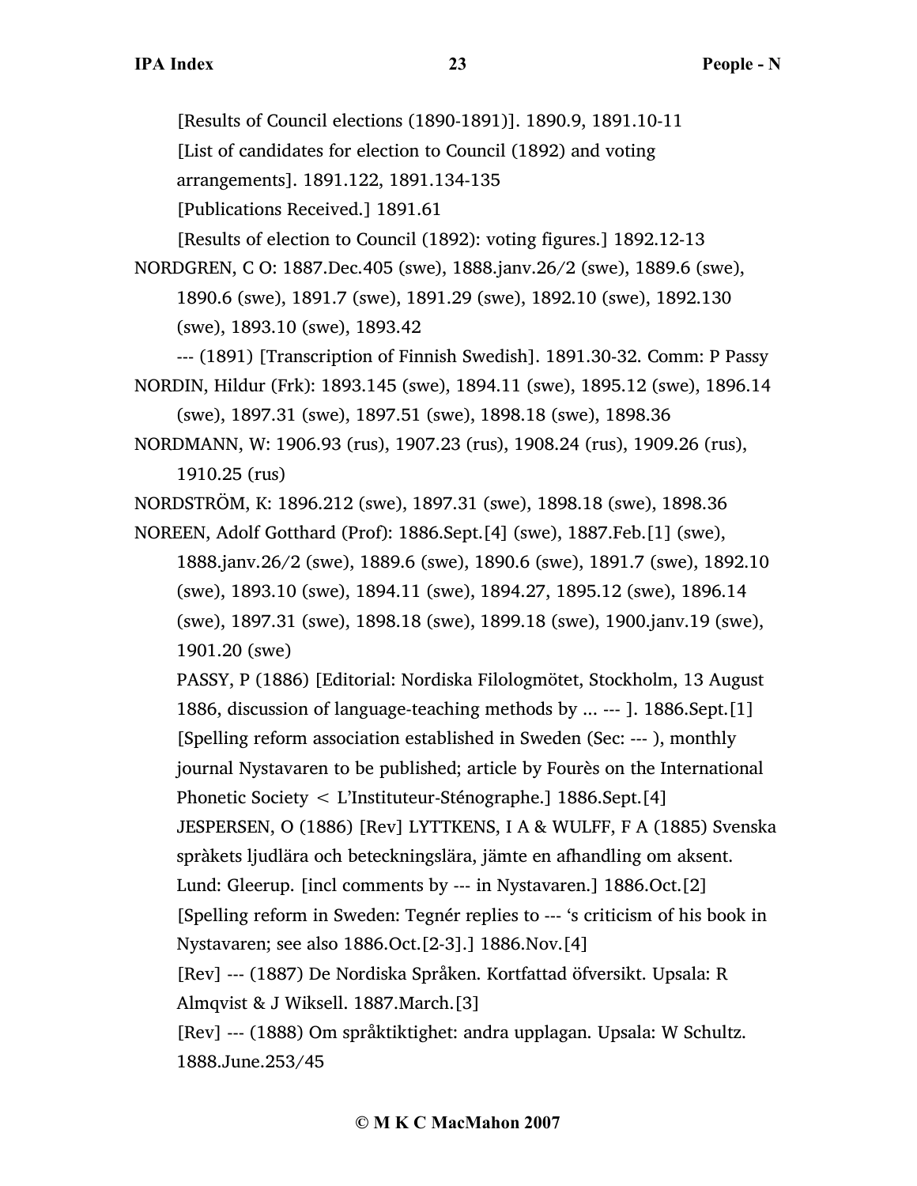[Results of Council elections (1890-1891)]. 1890.9, 1891.10-11

[List of candidates for election to Council (1892) and voting arrangements]. 1891.122, 1891.134-135

[Publications Received.] 1891.61

[Results of election to Council (1892): voting figures.] 1892.12-13

NORDGREN, C O: 1887.Dec.405 (swe), 1888.janv.26/2 (swe), 1889.6 (swe), 1890.6 (swe), 1891.7 (swe), 1891.29 (swe), 1892.10 (swe), 1892.130 (swe), 1893.10 (swe), 1893.42

--- (1891) [Transcription of Finnish Swedish]. 1891.30-32. Comm: P Passy

NORDIN, Hildur (Frk): 1893.145 (swe), 1894.11 (swe), 1895.12 (swe), 1896.14 (swe), 1897.31 (swe), 1897.51 (swe), 1898.18 (swe), 1898.36

NORDMANN, W: 1906.93 (rus), 1907.23 (rus), 1908.24 (rus), 1909.26 (rus), 1910.25 (rus)

NORDSTRÖM, K: 1896.212 (swe), 1897.31 (swe), 1898.18 (swe), 1898.36

NOREEN, Adolf Gotthard (Prof): 1886.Sept.[4] (swe), 1887.Feb.[1] (swe), 1888.janv.26/2 (swe), 1889.6 (swe), 1890.6 (swe), 1891.7 (swe), 1892.10 (swe), 1893.10 (swe), 1894.11 (swe), 1894.27, 1895.12 (swe), 1896.14 (swe), 1897.31 (swe), 1898.18 (swe), 1899.18 (swe), 1900.janv.19 (swe), 1901.20 (swe)

PASSY, P (1886) [Editorial: Nordiska Filologmötet, Stockholm, 13 August 1886, discussion of language-teaching methods by ... --- ]. 1886.Sept.[1]

[Spelling reform association established in Sweden (Sec: --- ), monthly journal Nystavaren to be published; article by Fourès on the International Phonetic Society < L'Instituteur-Sténographe.] 1886.Sept.[4]

JESPERSEN, O (1886) [Rev] LYTTKENS, I A & WULFF, F A (1885) Svenska spràkets ljudlära och beteckningslära, jämte en afhandling om aksent. Lund: Gleerup. [incl comments by --- in Nystavaren.] 1886.Oct.[2]

[Spelling reform in Sweden: Tegnér replies to --- 's criticism of his book in Nystavaren; see also 1886.Oct.[2-3].] 1886.Nov.[4]

[Rev] --- (1887) De Nordiska Språken. Kortfattad öfversikt. Upsala: R Almqvist & J Wiksell. 1887.March.[3]

[Rev] --- (1888) Om språktiktighet: andra upplagan. Upsala: W Schultz. 1888.June.253/45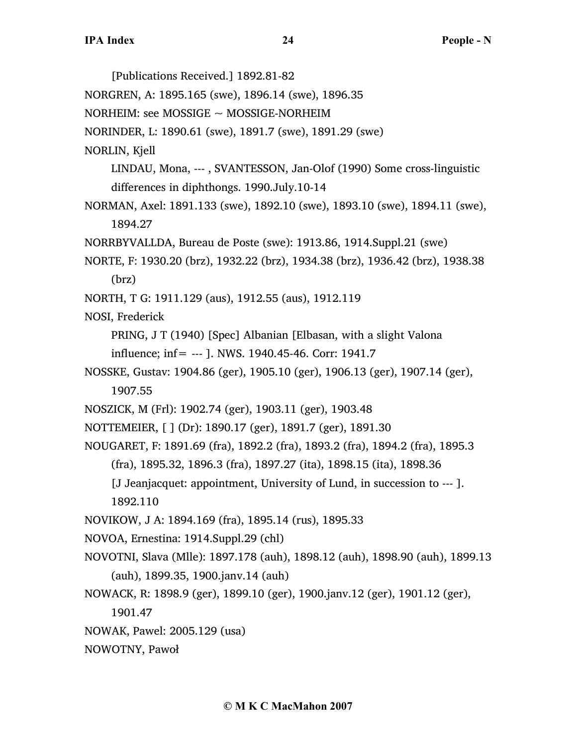[Publications Received.] 1892.81-82

NORGREN, A: 1895.165 (swe), 1896.14 (swe), 1896.35

NORHEIM: see MOSSIGE ~ MOSSIGE-NORHEIM

NORINDER, L: 1890.61 (swe), 1891.7 (swe), 1891.29 (swe)

NORLIN, Kjell

LINDAU, Mona, --- , SVANTESSON, Jan-Olof (1990) Some cross-linguistic differences in diphthongs. 1990.July.10-14

NORMAN, Axel: 1891.133 (swe), 1892.10 (swe), 1893.10 (swe), 1894.11 (swe), 1894.27

NORRBYVALLDA, Bureau de Poste (swe): 1913.86, 1914.Suppl.21 (swe)

NORTE, F: 1930.20 (brz), 1932.22 (brz), 1934.38 (brz), 1936.42 (brz), 1938.38 (brz)

NORTH, T G: 1911.129 (aus), 1912.55 (aus), 1912.119

NOSI, Frederick

PRING, J T (1940) [Spec] Albanian [Elbasan, with a slight Valona influence; inf= --- ]. NWS. 1940.45-46. Corr: 1941.7

NOSSKE, Gustav: 1904.86 (ger), 1905.10 (ger), 1906.13 (ger), 1907.14 (ger), 1907.55

NOSZICK, M (Frl): 1902.74 (ger), 1903.11 (ger), 1903.48

NOTTEMEIER, [ ] (Dr): 1890.17 (ger), 1891.7 (ger), 1891.30

NOUGARET, F: 1891.69 (fra), 1892.2 (fra), 1893.2 (fra), 1894.2 (fra), 1895.3 (fra), 1895.32, 1896.3 (fra), 1897.27 (ita), 1898.15 (ita), 1898.36

[J Jeanjacquet: appointment, University of Lund, in succession to --- ]. 1892.110

NOVIKOW, J A: 1894.169 (fra), 1895.14 (rus), 1895.33

NOVOA, Ernestina: 1914.Suppl.29 (chl)

NOVOTNI, Slava (Mlle): 1897.178 (auh), 1898.12 (auh), 1898.90 (auh), 1899.13 (auh), 1899.35, 1900.janv.14 (auh)

NOWACK, R: 1898.9 (ger), 1899.10 (ger), 1900.janv.12 (ger), 1901.12 (ger), 1901.47

NOWAK, Pawel: 2005.129 (usa)

NOWOTNY, Pawoł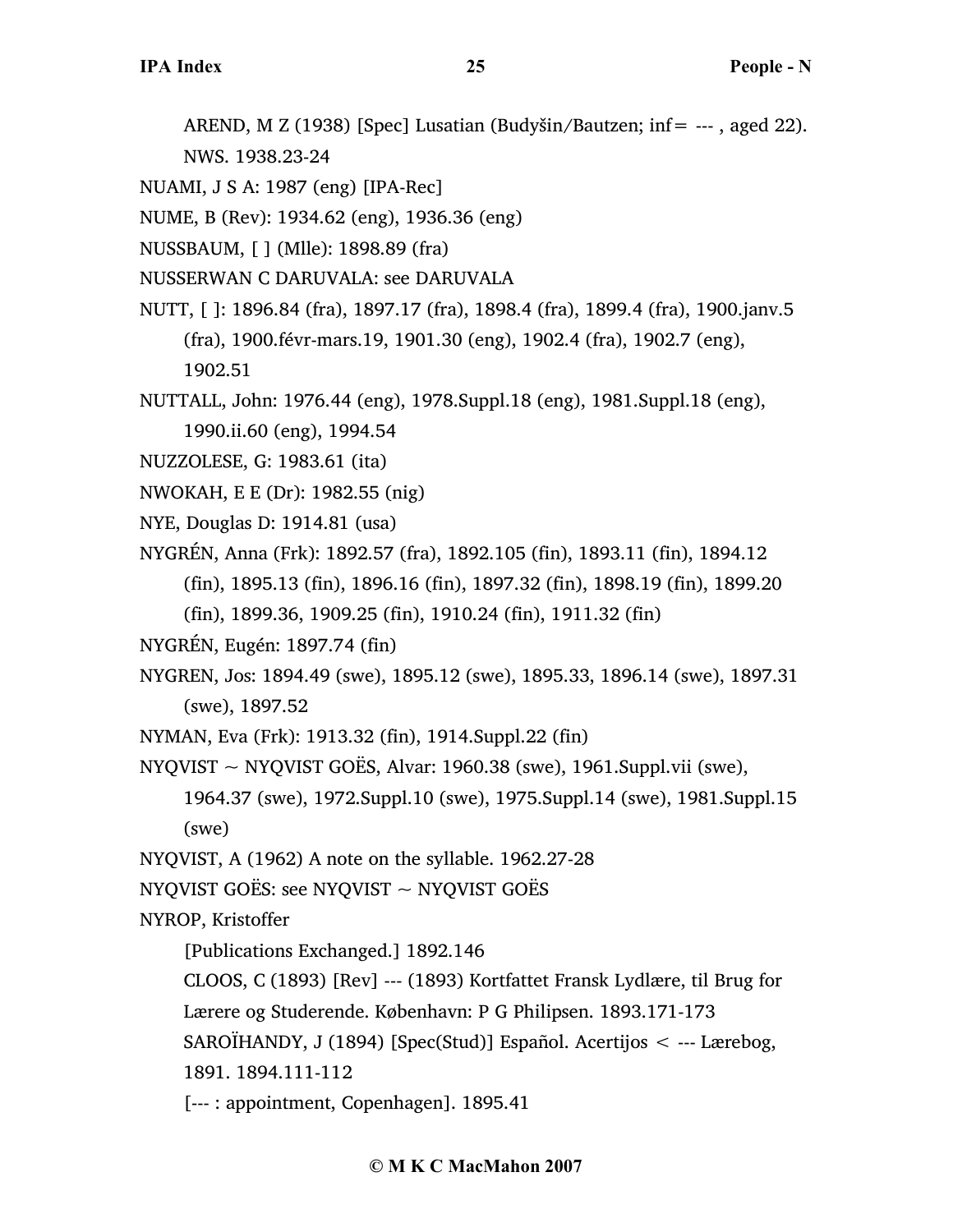AREND, M Z (1938) [Spec] Lusatian (Budyšin/Bautzen; inf= --- , aged 22). NWS. 1938.23-24

NUAMI, J S A: 1987 (eng) [IPA-Rec]

NUME, B (Rev): 1934.62 (eng), 1936.36 (eng)

NUSSBAUM, [ ] (Mlle): 1898.89 (fra)

NUSSERWAN C DARUVALA: see DARUVALA

NUTT, [ ]: 1896.84 (fra), 1897.17 (fra), 1898.4 (fra), 1899.4 (fra), 1900.janv.5 (fra), 1900.févr-mars.19, 1901.30 (eng), 1902.4 (fra), 1902.7 (eng), 1902.51

NUTTALL, John: 1976.44 (eng), 1978.Suppl.18 (eng), 1981.Suppl.18 (eng), 1990.ii.60 (eng), 1994.54

NUZZOLESE, G: 1983.61 (ita)

NWOKAH, E E (Dr): 1982.55 (nig)

NYE, Douglas D: 1914.81 (usa)

NYGRÉN, Anna (Frk): 1892.57 (fra), 1892.105 (fin), 1893.11 (fin), 1894.12 (fin), 1895.13 (fin), 1896.16 (fin), 1897.32 (fin), 1898.19 (fin), 1899.20 (fin), 1899.36, 1909.25 (fin), 1910.24 (fin), 1911.32 (fin)

NYGRÉN, Eugén: 1897.74 (fin)

NYGREN, Jos: 1894.49 (swe), 1895.12 (swe), 1895.33, 1896.14 (swe), 1897.31 (swe), 1897.52

NYMAN, Eva (Frk): 1913.32 (fin), 1914.Suppl.22 (fin)

NYQVIST ~ NYQVIST GOËS, Alvar: 1960.38 (swe), 1961.Suppl.vii (swe), 1964.37 (swe), 1972.Suppl.10 (swe), 1975.Suppl.14 (swe), 1981.Suppl.15 (swe)

NYQVIST, A (1962) A note on the syllable. 1962.27-28

NYQVIST GOËS: see NYQVIST ~ NYQVIST GOËS

NYROP, Kristoffer

[Publications Exchanged.] 1892.146

CLOOS, C (1893) [Rev] --- (1893) Kortfattet Fransk Lydlære, til Brug for Lærere og Studerende. København: P G Philipsen. 1893.171-173

SAROÏHANDY, J (1894) [Spec(Stud)] Español. Acertijos < --- Lærebog, 1891. 1894.111-112

[--- : appointment, Copenhagen]. 1895.41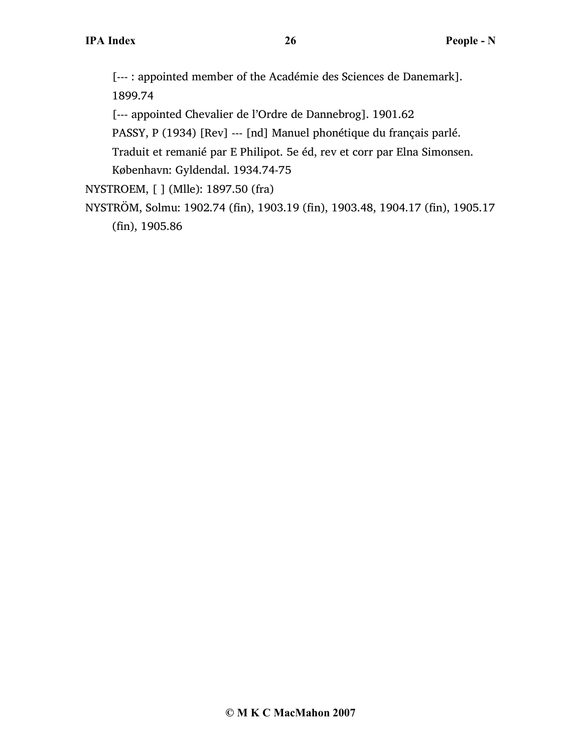[--- : appointed member of the Académie des Sciences de Danemark]. 1899.74

[--- appointed Chevalier de l'Ordre de Dannebrog]. 1901.62

PASSY, P (1934) [Rev] --- [nd] Manuel phonétique du français parlé. Traduit et remanié par E Philipot. 5e éd, rev et corr par Elna Simonsen. København: Gyldendal. 1934.74-75

NYSTROEM, [ ] (Mlle): 1897.50 (fra)

NYSTRÖM, Solmu: 1902.74 (fin), 1903.19 (fin), 1903.48, 1904.17 (fin), 1905.17 (fin), 1905.86